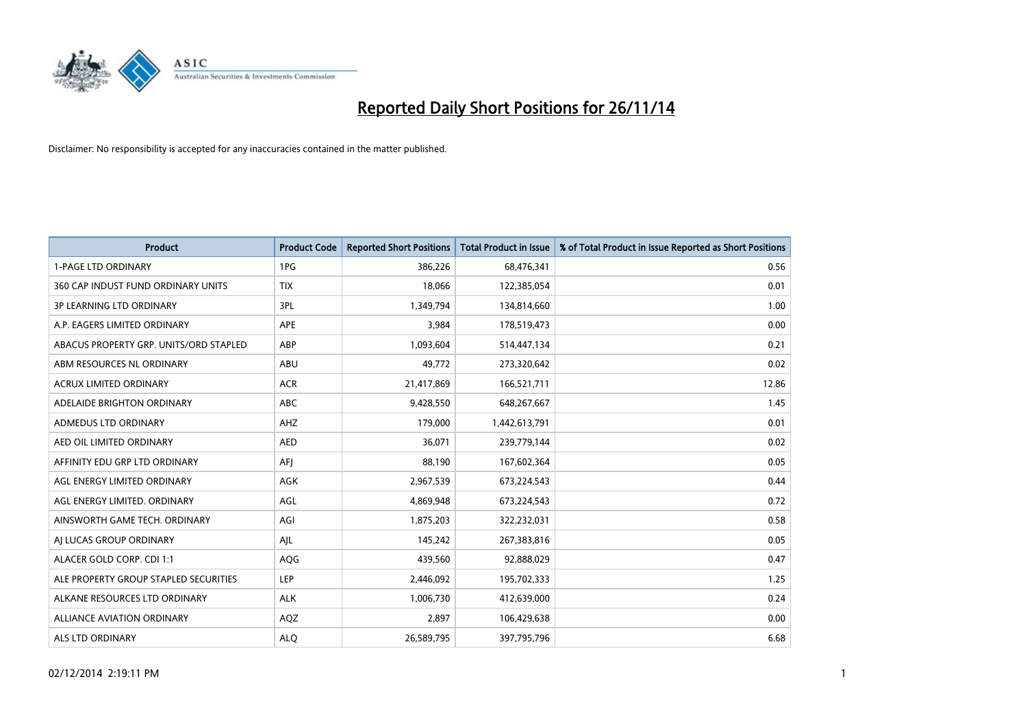# Reported Daily Short Positions for 26/11/14

Disclaimer: No responsibility is accepted for any inaccuracies contained in the matter published.

| Product | Product Code | Reported Short Positions | Total Product in Issue | % of Total Product in Issue Reported as Short Positions |
|---|---|---|---|---|
| 1-PAGE LTD ORDINARY | 1PG | 386,226 | 68,476,341 | 0.56 |
| 360 CAP INDUST FUND ORDINARY UNITS | TIX | 18,066 | 122,385,054 | 0.01 |
| 3P LEARNING LTD ORDINARY | 3PL | 1,349,794 | 134,814,660 | 1.00 |
| A.P. EAGERS LIMITED ORDINARY | APE | 3,984 | 178,519,473 | 0.00 |
| ABACUS PROPERTY GRP. UNITS/ORD STAPLED | ABP | 1,093,604 | 514,447,134 | 0.21 |
| ABM RESOURCES NL ORDINARY | ABU | 49,772 | 273,320,642 | 0.02 |
| ACRUX LIMITED ORDINARY | ACR | 21,417,869 | 166,521,711 | 12.86 |
| ADELAIDE BRIGHTON ORDINARY | ABC | 9,428,550 | 648,267,667 | 1.45 |
| ADMEDUS LTD ORDINARY | AHZ | 179,000 | 1,442,613,791 | 0.01 |
| AED OIL LIMITED ORDINARY | AED | 36,071 | 239,779,144 | 0.02 |
| AFFINITY EDU GRP LTD ORDINARY | AFJ | 88,190 | 167,602,364 | 0.05 |
| AGL ENERGY LIMITED ORDINARY | AGK | 2,967,539 | 673,224,543 | 0.44 |
| AGL ENERGY LIMITED. ORDINARY | AGL | 4,869,948 | 673,224,543 | 0.72 |
| AINSWORTH GAME TECH. ORDINARY | AGI | 1,875,203 | 322,232,031 | 0.58 |
| AJ LUCAS GROUP ORDINARY | AJL | 145,242 | 267,383,816 | 0.05 |
| ALACER GOLD CORP. CDI 1:1 | AQG | 439,560 | 92,888,029 | 0.47 |
| ALE PROPERTY GROUP STAPLED SECURITIES | LEP | 2,446,092 | 195,702,333 | 1.25 |
| ALKANE RESOURCES LTD ORDINARY | ALK | 1,006,730 | 412,639,000 | 0.24 |
| ALLIANCE AVIATION ORDINARY | AQZ | 2,897 | 106,429,638 | 0.00 |
| ALS LTD ORDINARY | ALQ | 26,589,795 | 397,795,796 | 6.68 |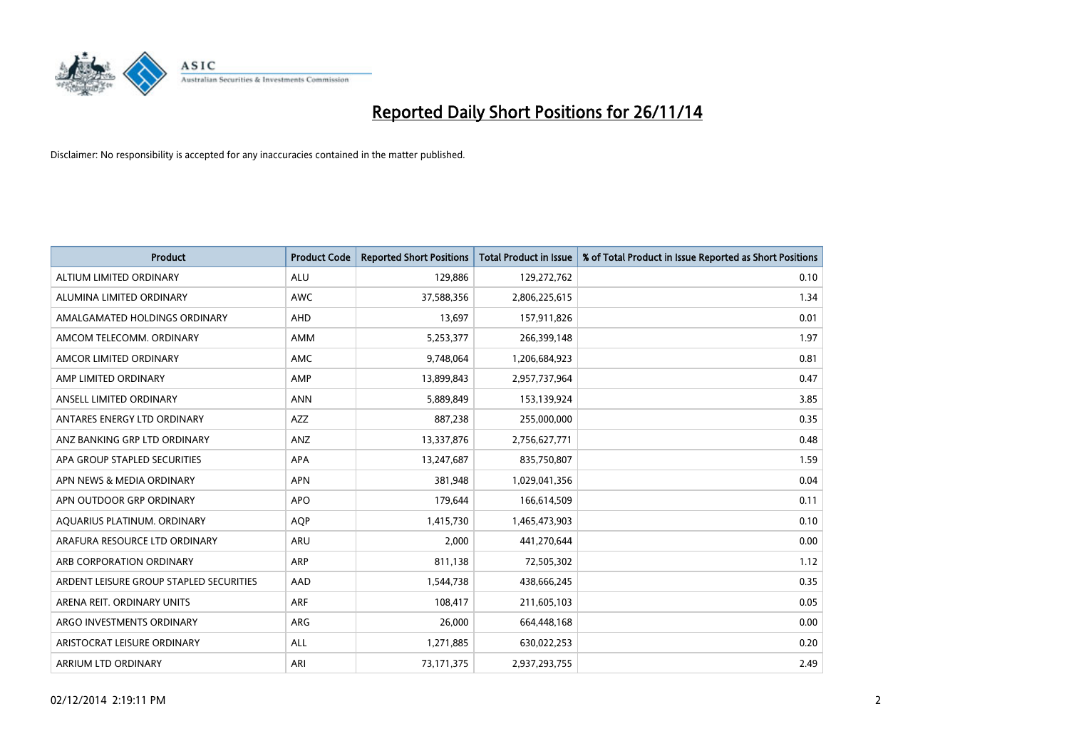# Reported Daily Short Positions for 26/11/14

Disclaimer: No responsibility is accepted for any inaccuracies contained in the matter published.

| Product | Product Code | Reported Short Positions | Total Product in Issue | % of Total Product in Issue Reported as Short Positions |
|---|---|---|---|---|
| ALTIUM LIMITED ORDINARY | ALU | 129,886 | 129,272,762 | 0.10 |
| ALUMINA LIMITED ORDINARY | AWC | 37,588,356 | 2,806,225,615 | 1.34 |
| AMALGAMATED HOLDINGS ORDINARY | AHD | 13,697 | 157,911,826 | 0.01 |
| AMCOM TELECOMM. ORDINARY | AMM | 5,253,377 | 266,399,148 | 1.97 |
| AMCOR LIMITED ORDINARY | AMC | 9,748,064 | 1,206,684,923 | 0.81 |
| AMP LIMITED ORDINARY | AMP | 13,899,843 | 2,957,737,964 | 0.47 |
| ANSELL LIMITED ORDINARY | ANN | 5,889,849 | 153,139,924 | 3.85 |
| ANTARES ENERGY LTD ORDINARY | AZZ | 887,238 | 255,000,000 | 0.35 |
| ANZ BANKING GRP LTD ORDINARY | ANZ | 13,337,876 | 2,756,627,771 | 0.48 |
| APA GROUP STAPLED SECURITIES | APA | 13,247,687 | 835,750,807 | 1.59 |
| APN NEWS & MEDIA ORDINARY | APN | 381,948 | 1,029,041,356 | 0.04 |
| APN OUTDOOR GRP ORDINARY | APO | 179,644 | 166,614,509 | 0.11 |
| AQUARIUS PLATINUM. ORDINARY | AQP | 1,415,730 | 1,465,473,903 | 0.10 |
| ARAFURA RESOURCE LTD ORDINARY | ARU | 2,000 | 441,270,644 | 0.00 |
| ARB CORPORATION ORDINARY | ARP | 811,138 | 72,505,302 | 1.12 |
| ARDENT LEISURE GROUP STAPLED SECURITIES | AAD | 1,544,738 | 438,666,245 | 0.35 |
| ARENA REIT. ORDINARY UNITS | ARF | 108,417 | 211,605,103 | 0.05 |
| ARGO INVESTMENTS ORDINARY | ARG | 26,000 | 664,448,168 | 0.00 |
| ARISTOCRAT LEISURE ORDINARY | ALL | 1,271,885 | 630,022,253 | 0.20 |
| ARRIUM LTD ORDINARY | ARI | 73,171,375 | 2,937,293,755 | 2.49 |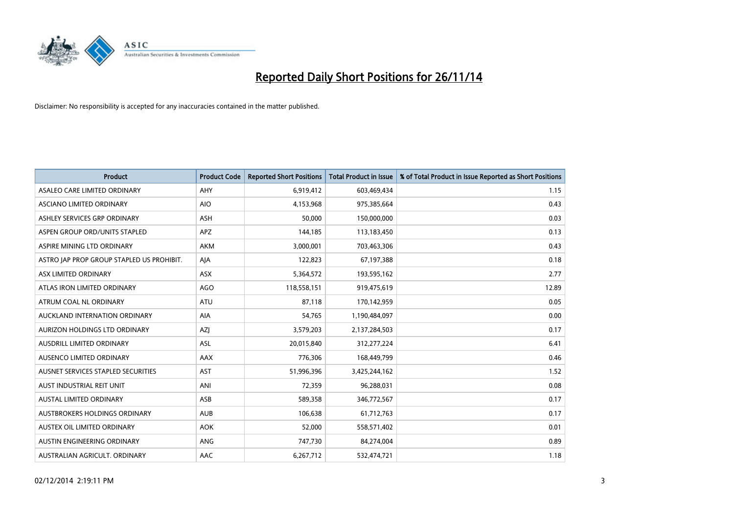# Reported Daily Short Positions for 26/11/14

Disclaimer: No responsibility is accepted for any inaccuracies contained in the matter published.

| Product | Product Code | Reported Short Positions | Total Product in Issue | % of Total Product in Issue Reported as Short Positions |
|---|---|---|---|---|
| ASALEO CARE LIMITED ORDINARY | AHY | 6,919,412 | 603,469,434 | 1.15 |
| ASCIANO LIMITED ORDINARY | AIO | 4,153,968 | 975,385,664 | 0.43 |
| ASHLEY SERVICES GRP ORDINARY | ASH | 50,000 | 150,000,000 | 0.03 |
| ASPEN GROUP ORD/UNITS STAPLED | APZ | 144,185 | 113,183,450 | 0.13 |
| ASPIRE MINING LTD ORDINARY | AKM | 3,000,001 | 703,463,306 | 0.43 |
| ASTRO JAP PROP GROUP STAPLED US PROHIBIT. | AJA | 122,823 | 67,197,388 | 0.18 |
| ASX LIMITED ORDINARY | ASX | 5,364,572 | 193,595,162 | 2.77 |
| ATLAS IRON LIMITED ORDINARY | AGO | 118,558,151 | 919,475,619 | 12.89 |
| ATRUM COAL NL ORDINARY | ATU | 87,118 | 170,142,959 | 0.05 |
| AUCKLAND INTERNATION ORDINARY | AIA | 54,765 | 1,190,484,097 | 0.00 |
| AURIZON HOLDINGS LTD ORDINARY | AZJ | 3,579,203 | 2,137,284,503 | 0.17 |
| AUSDRILL LIMITED ORDINARY | ASL | 20,015,840 | 312,277,224 | 6.41 |
| AUSENCO LIMITED ORDINARY | AAX | 776,306 | 168,449,799 | 0.46 |
| AUSNET SERVICES STAPLED SECURITIES | AST | 51,996,396 | 3,425,244,162 | 1.52 |
| AUST INDUSTRIAL REIT UNIT | ANI | 72,359 | 96,288,031 | 0.08 |
| AUSTAL LIMITED ORDINARY | ASB | 589,358 | 346,772,567 | 0.17 |
| AUSTBROKERS HOLDINGS ORDINARY | AUB | 106,638 | 61,712,763 | 0.17 |
| AUSTEX OIL LIMITED ORDINARY | AOK | 52,000 | 558,571,402 | 0.01 |
| AUSTIN ENGINEERING ORDINARY | ANG | 747,730 | 84,274,004 | 0.89 |
| AUSTRALIAN AGRICULT. ORDINARY | AAC | 6,267,712 | 532,474,721 | 1.18 |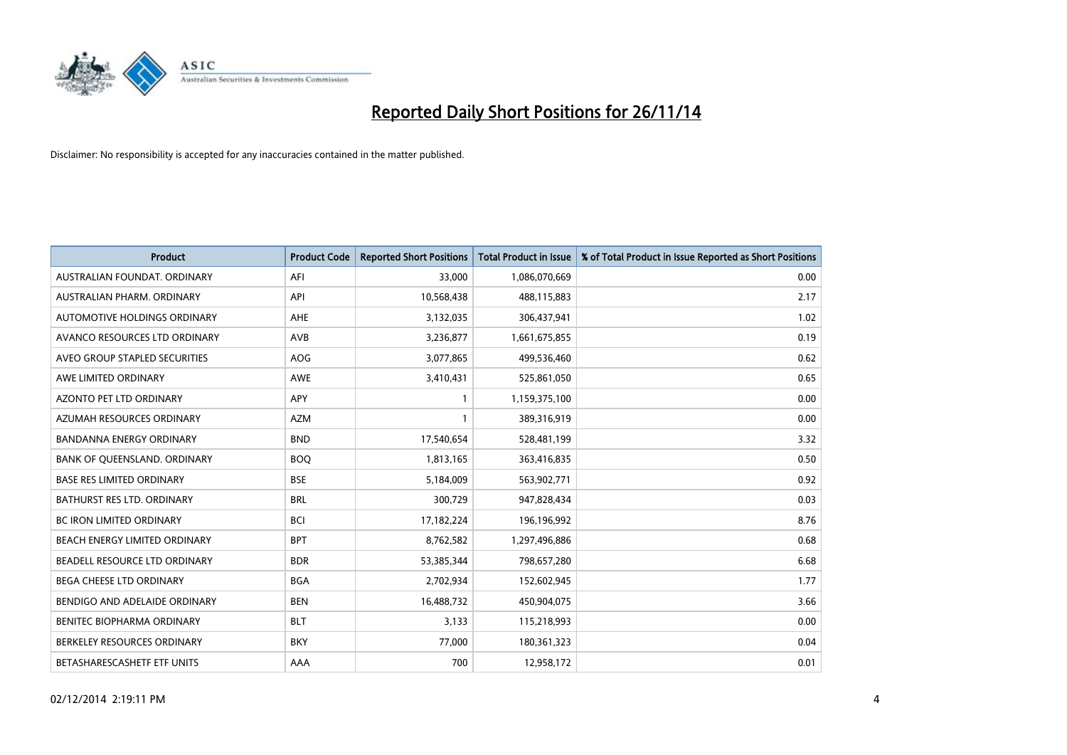# Reported Daily Short Positions for 26/11/14

Disclaimer: No responsibility is accepted for any inaccuracies contained in the matter published.

| Product | Product Code | Reported Short Positions | Total Product in Issue | % of Total Product in Issue Reported as Short Positions |
|---|---|---|---|---|
| AUSTRALIAN FOUNDAT. ORDINARY | AFI | 33,000 | 1,086,070,669 | 0.00 |
| AUSTRALIAN PHARM. ORDINARY | API | 10,568,438 | 488,115,883 | 2.17 |
| AUTOMOTIVE HOLDINGS ORDINARY | AHE | 3,132,035 | 306,437,941 | 1.02 |
| AVANCO RESOURCES LTD ORDINARY | AVB | 3,236,877 | 1,661,675,855 | 0.19 |
| AVEO GROUP STAPLED SECURITIES | AOG | 3,077,865 | 499,536,460 | 0.62 |
| AWE LIMITED ORDINARY | AWE | 3,410,431 | 525,861,050 | 0.65 |
| AZONTO PET LTD ORDINARY | APY | 1 | 1,159,375,100 | 0.00 |
| AZUMAH RESOURCES ORDINARY | AZM | 1 | 389,316,919 | 0.00 |
| BANDANNA ENERGY ORDINARY | BND | 17,540,654 | 528,481,199 | 3.32 |
| BANK OF QUEENSLAND. ORDINARY | BOQ | 1,813,165 | 363,416,835 | 0.50 |
| BASE RES LIMITED ORDINARY | BSE | 5,184,009 | 563,902,771 | 0.92 |
| BATHURST RES LTD. ORDINARY | BRL | 300,729 | 947,828,434 | 0.03 |
| BC IRON LIMITED ORDINARY | BCI | 17,182,224 | 196,196,992 | 8.76 |
| BEACH ENERGY LIMITED ORDINARY | BPT | 8,762,582 | 1,297,496,886 | 0.68 |
| BEADELL RESOURCE LTD ORDINARY | BDR | 53,385,344 | 798,657,280 | 6.68 |
| BEGA CHEESE LTD ORDINARY | BGA | 2,702,934 | 152,602,945 | 1.77 |
| BENDIGO AND ADELAIDE ORDINARY | BEN | 16,488,732 | 450,904,075 | 3.66 |
| BENITEC BIOPHARMA ORDINARY | BLT | 3,133 | 115,218,993 | 0.00 |
| BERKELEY RESOURCES ORDINARY | BKY | 77,000 | 180,361,323 | 0.04 |
| BETASHARESCASHETF ETF UNITS | AAA | 700 | 12,958,172 | 0.01 |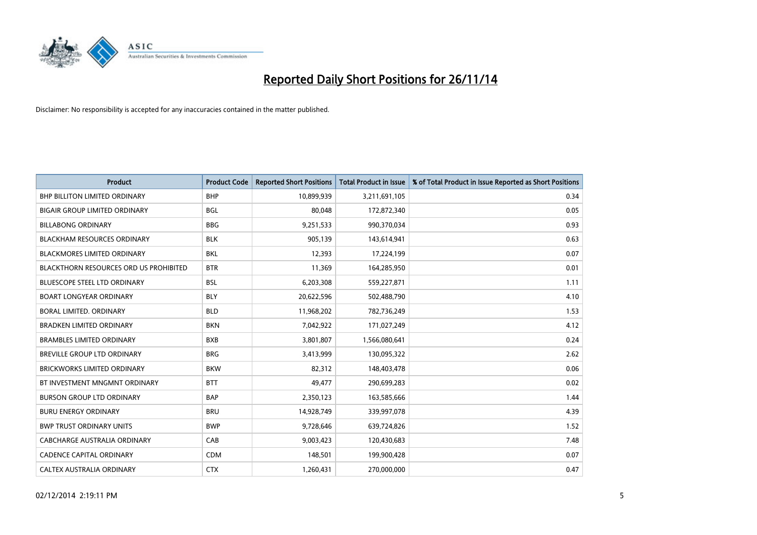# Reported Daily Short Positions for 26/11/14

Disclaimer: No responsibility is accepted for any inaccuracies contained in the matter published.

| Product | Product Code | Reported Short Positions | Total Product in Issue | % of Total Product in Issue Reported as Short Positions |
|---|---|---|---|---|
| BHP BILLITON LIMITED ORDINARY | BHP | 10,899,939 | 3,211,691,105 | 0.34 |
| BIGAIR GROUP LIMITED ORDINARY | BGL | 80,048 | 172,872,340 | 0.05 |
| BILLABONG ORDINARY | BBG | 9,251,533 | 990,370,034 | 0.93 |
| BLACKHAM RESOURCES ORDINARY | BLK | 905,139 | 143,614,941 | 0.63 |
| BLACKMORES LIMITED ORDINARY | BKL | 12,393 | 17,224,199 | 0.07 |
| BLACKTHORN RESOURCES ORD US PROHIBITED | BTR | 11,369 | 164,285,950 | 0.01 |
| BLUESCOPE STEEL LTD ORDINARY | BSL | 6,203,308 | 559,227,871 | 1.11 |
| BOART LONGYEAR ORDINARY | BLY | 20,622,596 | 502,488,790 | 4.10 |
| BORAL LIMITED. ORDINARY | BLD | 11,968,202 | 782,736,249 | 1.53 |
| BRADKEN LIMITED ORDINARY | BKN | 7,042,922 | 171,027,249 | 4.12 |
| BRAMBLES LIMITED ORDINARY | BXB | 3,801,807 | 1,566,080,641 | 0.24 |
| BREVILLE GROUP LTD ORDINARY | BRG | 3,413,999 | 130,095,322 | 2.62 |
| BRICKWORKS LIMITED ORDINARY | BKW | 82,312 | 148,403,478 | 0.06 |
| BT INVESTMENT MNGMNT ORDINARY | BTT | 49,477 | 290,699,283 | 0.02 |
| BURSON GROUP LTD ORDINARY | BAP | 2,350,123 | 163,585,666 | 1.44 |
| BURU ENERGY ORDINARY | BRU | 14,928,749 | 339,997,078 | 4.39 |
| BWP TRUST ORDINARY UNITS | BWP | 9,728,646 | 639,724,826 | 1.52 |
| CABCHARGE AUSTRALIA ORDINARY | CAB | 9,003,423 | 120,430,683 | 7.48 |
| CADENCE CAPITAL ORDINARY | CDM | 148,501 | 199,900,428 | 0.07 |
| CALTEX AUSTRALIA ORDINARY | CTX | 1,260,431 | 270,000,000 | 0.47 |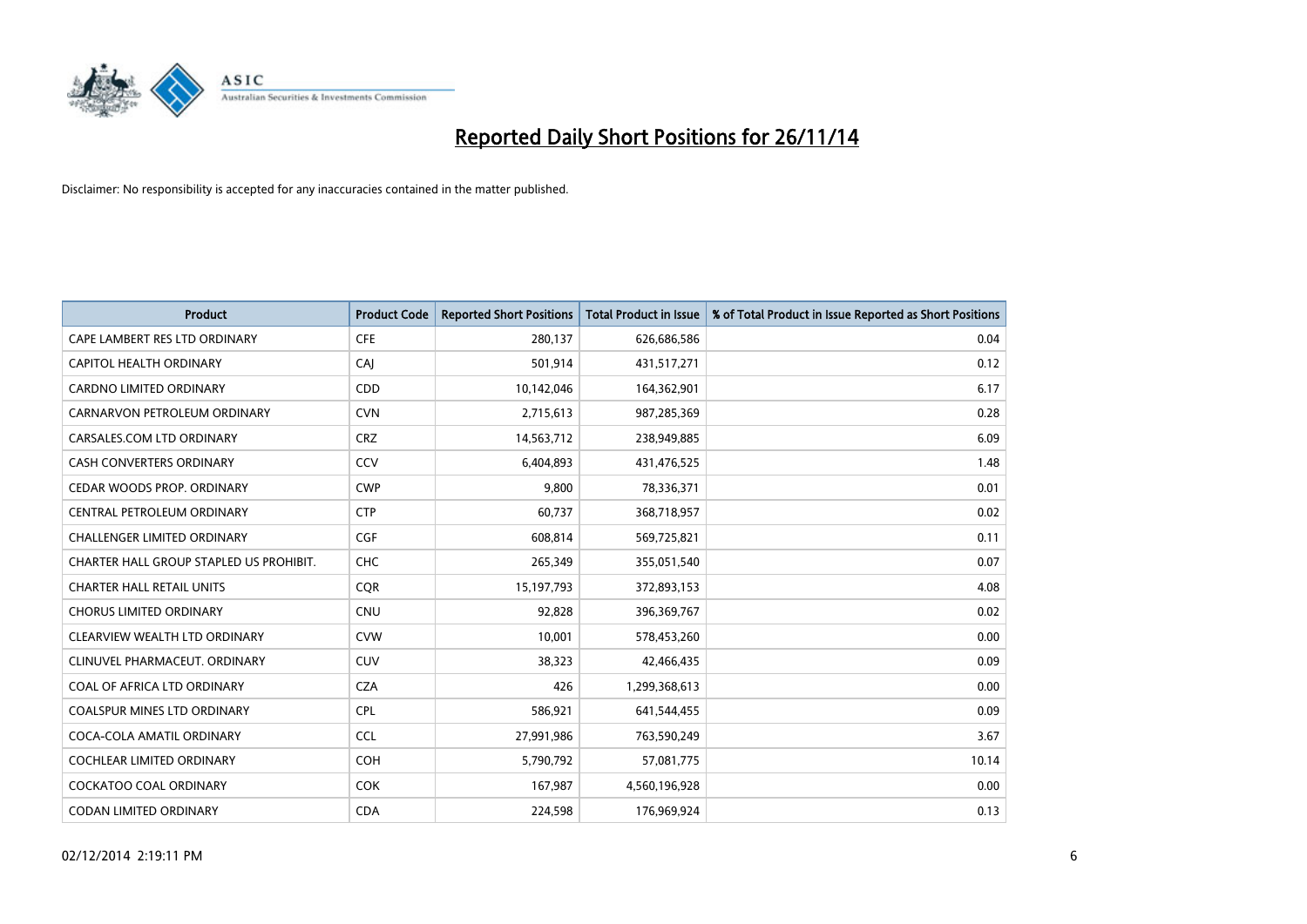# Reported Daily Short Positions for 26/11/14

Disclaimer: No responsibility is accepted for any inaccuracies contained in the matter published.

| Product | Product Code | Reported Short Positions | Total Product in Issue | % of Total Product in Issue Reported as Short Positions |
|---|---|---|---|---|
| CAPE LAMBERT RES LTD ORDINARY | CFE | 280,137 | 626,686,586 | 0.04 |
| CAPITOL HEALTH ORDINARY | CAJ | 501,914 | 431,517,271 | 0.12 |
| CARDNO LIMITED ORDINARY | CDD | 10,142,046 | 164,362,901 | 6.17 |
| CARNARVON PETROLEUM ORDINARY | CVN | 2,715,613 | 987,285,369 | 0.28 |
| CARSALES.COM LTD ORDINARY | CRZ | 14,563,712 | 238,949,885 | 6.09 |
| CASH CONVERTERS ORDINARY | CCV | 6,404,893 | 431,476,525 | 1.48 |
| CEDAR WOODS PROP. ORDINARY | CWP | 9,800 | 78,336,371 | 0.01 |
| CENTRAL PETROLEUM ORDINARY | CTP | 60,737 | 368,718,957 | 0.02 |
| CHALLENGER LIMITED ORDINARY | CGF | 608,814 | 569,725,821 | 0.11 |
| CHARTER HALL GROUP STAPLED US PROHIBIT. | CHC | 265,349 | 355,051,540 | 0.07 |
| CHARTER HALL RETAIL UNITS | CQR | 15,197,793 | 372,893,153 | 4.08 |
| CHORUS LIMITED ORDINARY | CNU | 92,828 | 396,369,767 | 0.02 |
| CLEARVIEW WEALTH LTD ORDINARY | CVW | 10,001 | 578,453,260 | 0.00 |
| CLINUVEL PHARMACEUT. ORDINARY | CUV | 38,323 | 42,466,435 | 0.09 |
| COAL OF AFRICA LTD ORDINARY | CZA | 426 | 1,299,368,613 | 0.00 |
| COALSPUR MINES LTD ORDINARY | CPL | 586,921 | 641,544,455 | 0.09 |
| COCA-COLA AMATIL ORDINARY | CCL | 27,991,986 | 763,590,249 | 3.67 |
| COCHLEAR LIMITED ORDINARY | COH | 5,790,792 | 57,081,775 | 10.14 |
| COCKATOO COAL ORDINARY | COK | 167,987 | 4,560,196,928 | 0.00 |
| CODAN LIMITED ORDINARY | CDA | 224,598 | 176,969,924 | 0.13 |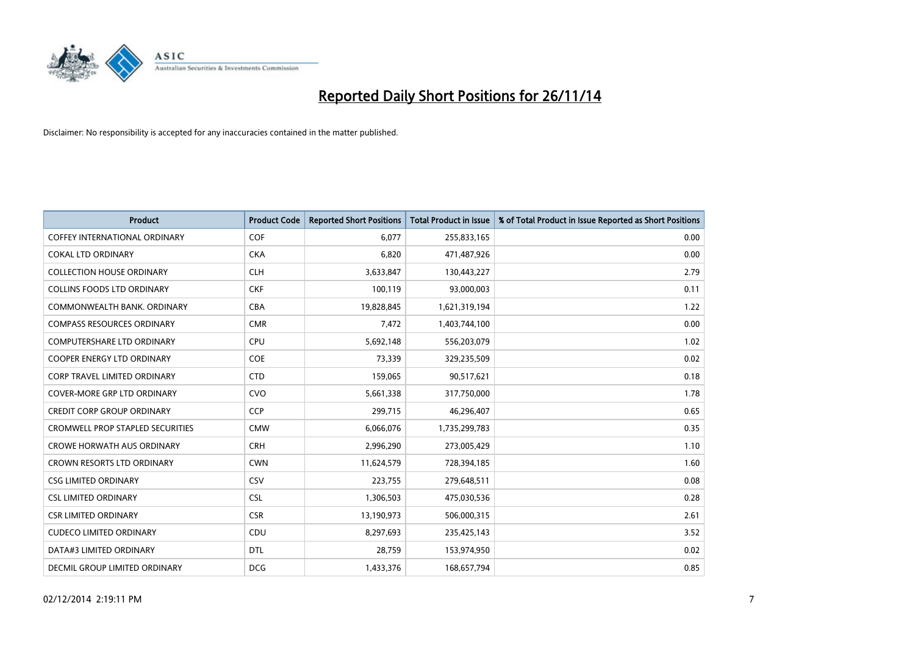# Reported Daily Short Positions for 26/11/14

Disclaimer: No responsibility is accepted for any inaccuracies contained in the matter published.

| Product | Product Code | Reported Short Positions | Total Product in Issue | % of Total Product in Issue Reported as Short Positions |
| --- | --- | --- | --- | --- |
| COFFEY INTERNATIONAL ORDINARY | COF | 6,077 | 255,833,165 | 0.00 |
| COKAL LTD ORDINARY | CKA | 6,820 | 471,487,926 | 0.00 |
| COLLECTION HOUSE ORDINARY | CLH | 3,633,847 | 130,443,227 | 2.79 |
| COLLINS FOODS LTD ORDINARY | CKF | 100,119 | 93,000,003 | 0.11 |
| COMMONWEALTH BANK. ORDINARY | CBA | 19,828,845 | 1,621,319,194 | 1.22 |
| COMPASS RESOURCES ORDINARY | CMR | 7,472 | 1,403,744,100 | 0.00 |
| COMPUTERSHARE LTD ORDINARY | CPU | 5,692,148 | 556,203,079 | 1.02 |
| COOPER ENERGY LTD ORDINARY | COE | 73,339 | 329,235,509 | 0.02 |
| CORP TRAVEL LIMITED ORDINARY | CTD | 159,065 | 90,517,621 | 0.18 |
| COVER-MORE GRP LTD ORDINARY | CVO | 5,661,338 | 317,750,000 | 1.78 |
| CREDIT CORP GROUP ORDINARY | CCP | 299,715 | 46,296,407 | 0.65 |
| CROMWELL PROP STAPLED SECURITIES | CMW | 6,066,076 | 1,735,299,783 | 0.35 |
| CROWE HORWATH AUS ORDINARY | CRH | 2,996,290 | 273,005,429 | 1.10 |
| CROWN RESORTS LTD ORDINARY | CWN | 11,624,579 | 728,394,185 | 1.60 |
| CSG LIMITED ORDINARY | CSV | 223,755 | 279,648,511 | 0.08 |
| CSL LIMITED ORDINARY | CSL | 1,306,503 | 475,030,536 | 0.28 |
| CSR LIMITED ORDINARY | CSR | 13,190,973 | 506,000,315 | 2.61 |
| CUDECO LIMITED ORDINARY | CDU | 8,297,693 | 235,425,143 | 3.52 |
| DATA#3 LIMITED ORDINARY | DTL | 28,759 | 153,974,950 | 0.02 |
| DECMIL GROUP LIMITED ORDINARY | DCG | 1,433,376 | 168,657,794 | 0.85 |

02/12/2014 2:19:11 PM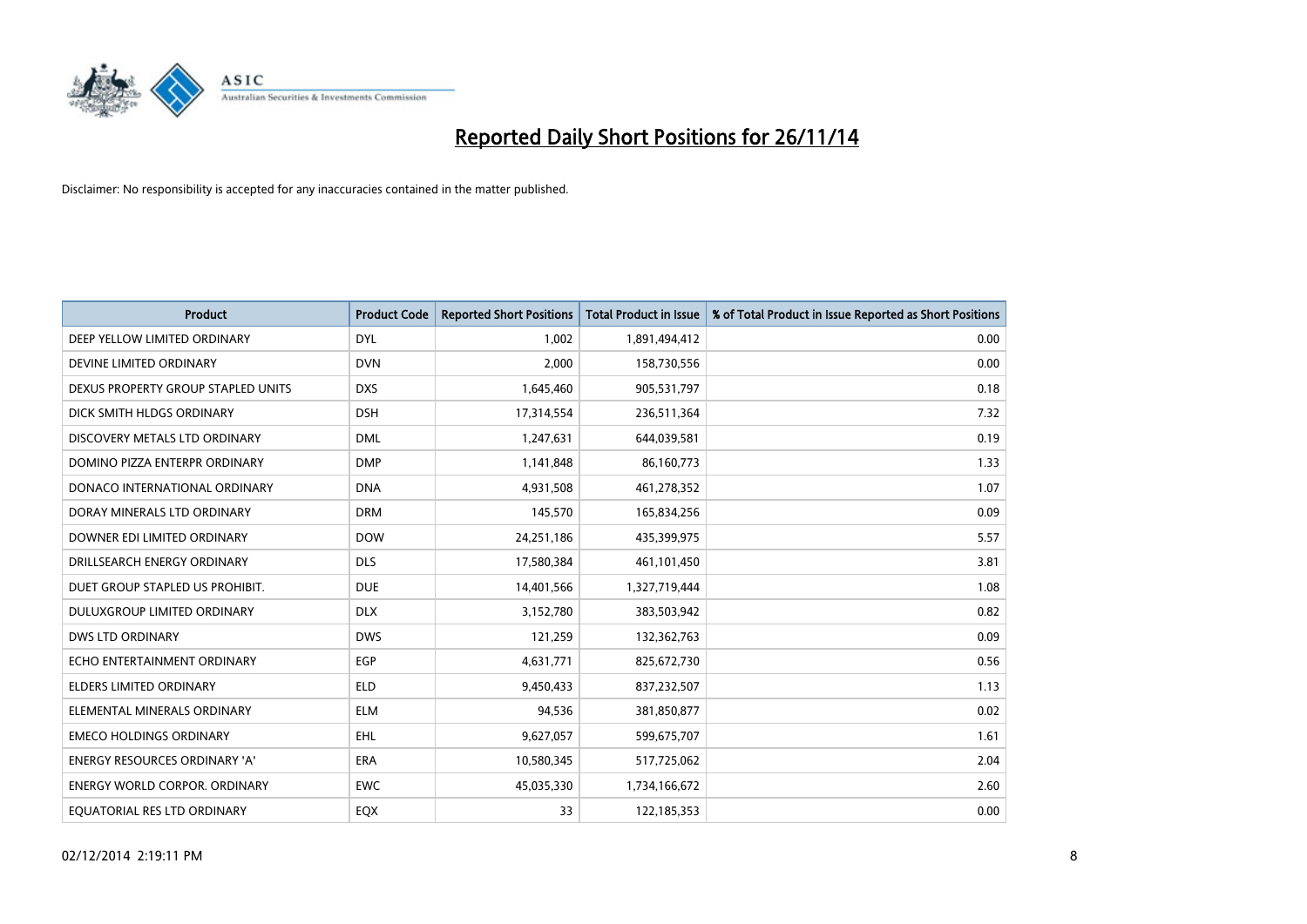# Reported Daily Short Positions for 26/11/14

Disclaimer: No responsibility is accepted for any inaccuracies contained in the matter published.

| Product | Product Code | Reported Short Positions | Total Product in Issue | % of Total Product in Issue Reported as Short Positions |
|---|---|---|---|---|
| DEEP YELLOW LIMITED ORDINARY | DYL | 1,002 | 1,891,494,412 | 0.00 |
| DEVINE LIMITED ORDINARY | DVN | 2,000 | 158,730,556 | 0.00 |
| DEXUS PROPERTY GROUP STAPLED UNITS | DXS | 1,645,460 | 905,531,797 | 0.18 |
| DICK SMITH HLDGS ORDINARY | DSH | 17,314,554 | 236,511,364 | 7.32 |
| DISCOVERY METALS LTD ORDINARY | DML | 1,247,631 | 644,039,581 | 0.19 |
| DOMINO PIZZA ENTERPR ORDINARY | DMP | 1,141,848 | 86,160,773 | 1.33 |
| DONACO INTERNATIONAL ORDINARY | DNA | 4,931,508 | 461,278,352 | 1.07 |
| DORAY MINERALS LTD ORDINARY | DRM | 145,570 | 165,834,256 | 0.09 |
| DOWNER EDI LIMITED ORDINARY | DOW | 24,251,186 | 435,399,975 | 5.57 |
| DRILLSEARCH ENERGY ORDINARY | DLS | 17,580,384 | 461,101,450 | 3.81 |
| DUET GROUP STAPLED US PROHIBIT. | DUE | 14,401,566 | 1,327,719,444 | 1.08 |
| DULUXGROUP LIMITED ORDINARY | DLX | 3,152,780 | 383,503,942 | 0.82 |
| DWS LTD ORDINARY | DWS | 121,259 | 132,362,763 | 0.09 |
| ECHO ENTERTAINMENT ORDINARY | EGP | 4,631,771 | 825,672,730 | 0.56 |
| ELDERS LIMITED ORDINARY | ELD | 9,450,433 | 837,232,507 | 1.13 |
| ELEMENTAL MINERALS ORDINARY | ELM | 94,536 | 381,850,877 | 0.02 |
| EMECO HOLDINGS ORDINARY | EHL | 9,627,057 | 599,675,707 | 1.61 |
| ENERGY RESOURCES ORDINARY 'A' | ERA | 10,580,345 | 517,725,062 | 2.04 |
| ENERGY WORLD CORPOR. ORDINARY | EWC | 45,035,330 | 1,734,166,672 | 2.60 |
| EQUATORIAL RES LTD ORDINARY | EQX | 33 | 122,185,353 | 0.00 |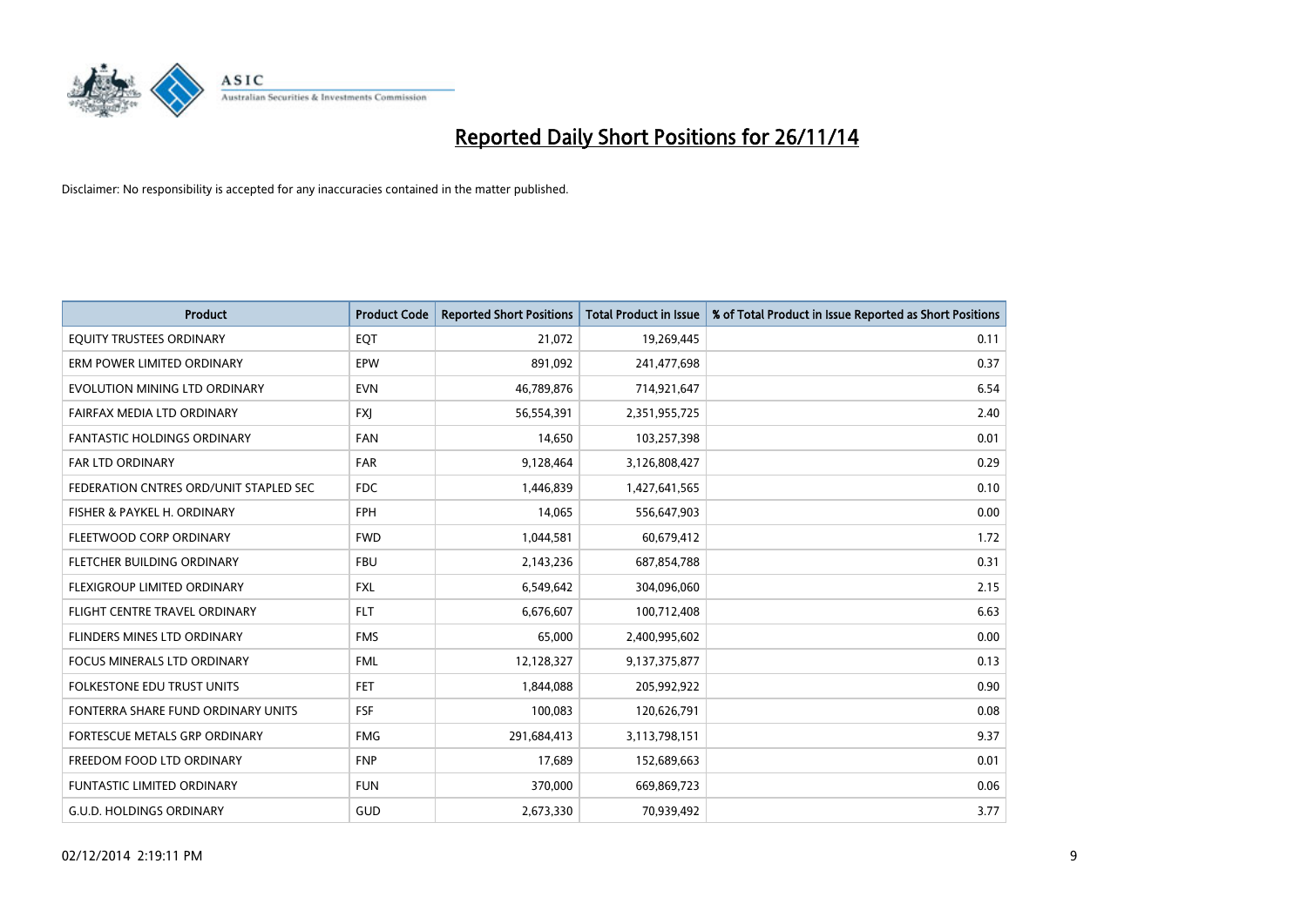# Reported Daily Short Positions for 26/11/14

Disclaimer: No responsibility is accepted for any inaccuracies contained in the matter published.

| Product | Product Code | Reported Short Positions | Total Product in Issue | % of Total Product in Issue Reported as Short Positions |
|---|---|---|---|---|
| EQUITY TRUSTEES ORDINARY | EQT | 21,072 | 19,269,445 | 0.11 |
| ERM POWER LIMITED ORDINARY | EPW | 891,092 | 241,477,698 | 0.37 |
| EVOLUTION MINING LTD ORDINARY | EVN | 46,789,876 | 714,921,647 | 6.54 |
| FAIRFAX MEDIA LTD ORDINARY | FXJ | 56,554,391 | 2,351,955,725 | 2.40 |
| FANTASTIC HOLDINGS ORDINARY | FAN | 14,650 | 103,257,398 | 0.01 |
| FAR LTD ORDINARY | FAR | 9,128,464 | 3,126,808,427 | 0.29 |
| FEDERATION CNTRES ORD/UNIT STAPLED SEC | FDC | 1,446,839 | 1,427,641,565 | 0.10 |
| FISHER & PAYKEL H. ORDINARY | FPH | 14,065 | 556,647,903 | 0.00 |
| FLEETWOOD CORP ORDINARY | FWD | 1,044,581 | 60,679,412 | 1.72 |
| FLETCHER BUILDING ORDINARY | FBU | 2,143,236 | 687,854,788 | 0.31 |
| FLEXIGROUP LIMITED ORDINARY | FXL | 6,549,642 | 304,096,060 | 2.15 |
| FLIGHT CENTRE TRAVEL ORDINARY | FLT | 6,676,607 | 100,712,408 | 6.63 |
| FLINDERS MINES LTD ORDINARY | FMS | 65,000 | 2,400,995,602 | 0.00 |
| FOCUS MINERALS LTD ORDINARY | FML | 12,128,327 | 9,137,375,877 | 0.13 |
| FOLKESTONE EDU TRUST UNITS | FET | 1,844,088 | 205,992,922 | 0.90 |
| FONTERRA SHARE FUND ORDINARY UNITS | FSF | 100,083 | 120,626,791 | 0.08 |
| FORTESCUE METALS GRP ORDINARY | FMG | 291,684,413 | 3,113,798,151 | 9.37 |
| FREEDOM FOOD LTD ORDINARY | FNP | 17,689 | 152,689,663 | 0.01 |
| FUNTASTIC LIMITED ORDINARY | FUN | 370,000 | 669,869,723 | 0.06 |
| G.U.D. HOLDINGS ORDINARY | GUD | 2,673,330 | 70,939,492 | 3.77 |

02/12/2014 2:19:11 PM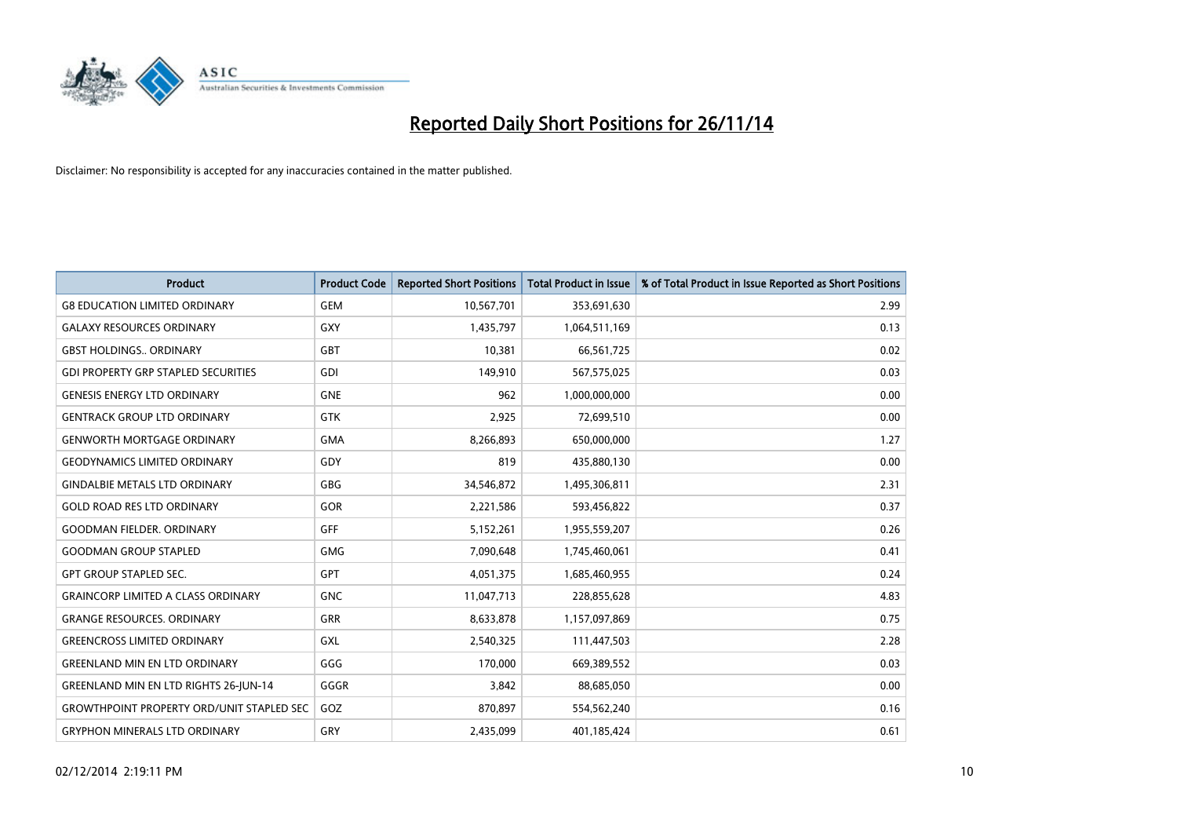# Reported Daily Short Positions for 26/11/14

Disclaimer: No responsibility is accepted for any inaccuracies contained in the matter published.

| Product | Product Code | Reported Short Positions | Total Product in Issue | % of Total Product in Issue Reported as Short Positions |
|---|---|---|---|---|
| G8 EDUCATION LIMITED ORDINARY | GEM | 10,567,701 | 353,691,630 | 2.99 |
| GALAXY RESOURCES ORDINARY | GXY | 1,435,797 | 1,064,511,169 | 0.13 |
| GBST HOLDINGS.. ORDINARY | GBT | 10,381 | 66,561,725 | 0.02 |
| GDI PROPERTY GRP STAPLED SECURITIES | GDI | 149,910 | 567,575,025 | 0.03 |
| GENESIS ENERGY LTD ORDINARY | GNE | 962 | 1,000,000,000 | 0.00 |
| GENTRACK GROUP LTD ORDINARY | GTK | 2,925 | 72,699,510 | 0.00 |
| GENWORTH MORTGAGE ORDINARY | GMA | 8,266,893 | 650,000,000 | 1.27 |
| GEODYNAMICS LIMITED ORDINARY | GDY | 819 | 435,880,130 | 0.00 |
| GINDALBIE METALS LTD ORDINARY | GBG | 34,546,872 | 1,495,306,811 | 2.31 |
| GOLD ROAD RES LTD ORDINARY | GOR | 2,221,586 | 593,456,822 | 0.37 |
| GOODMAN FIELDER. ORDINARY | GFF | 5,152,261 | 1,955,559,207 | 0.26 |
| GOODMAN GROUP STAPLED | GMG | 7,090,648 | 1,745,460,061 | 0.41 |
| GPT GROUP STAPLED SEC. | GPT | 4,051,375 | 1,685,460,955 | 0.24 |
| GRAINCORP LIMITED A CLASS ORDINARY | GNC | 11,047,713 | 228,855,628 | 4.83 |
| GRANGE RESOURCES. ORDINARY | GRR | 8,633,878 | 1,157,097,869 | 0.75 |
| GREENCROSS LIMITED ORDINARY | GXL | 2,540,325 | 111,447,503 | 2.28 |
| GREENLAND MIN EN LTD ORDINARY | GGG | 170,000 | 669,389,552 | 0.03 |
| GREENLAND MIN EN LTD RIGHTS 26-JUN-14 | GGGR | 3,842 | 88,685,050 | 0.00 |
| GROWTHPOINT PROPERTY ORD/UNIT STAPLED SEC | GOZ | 870,897 | 554,562,240 | 0.16 |
| GRYPHON MINERALS LTD ORDINARY | GRY | 2,435,099 | 401,185,424 | 0.61 |

02/12/2014 2:19:11 PM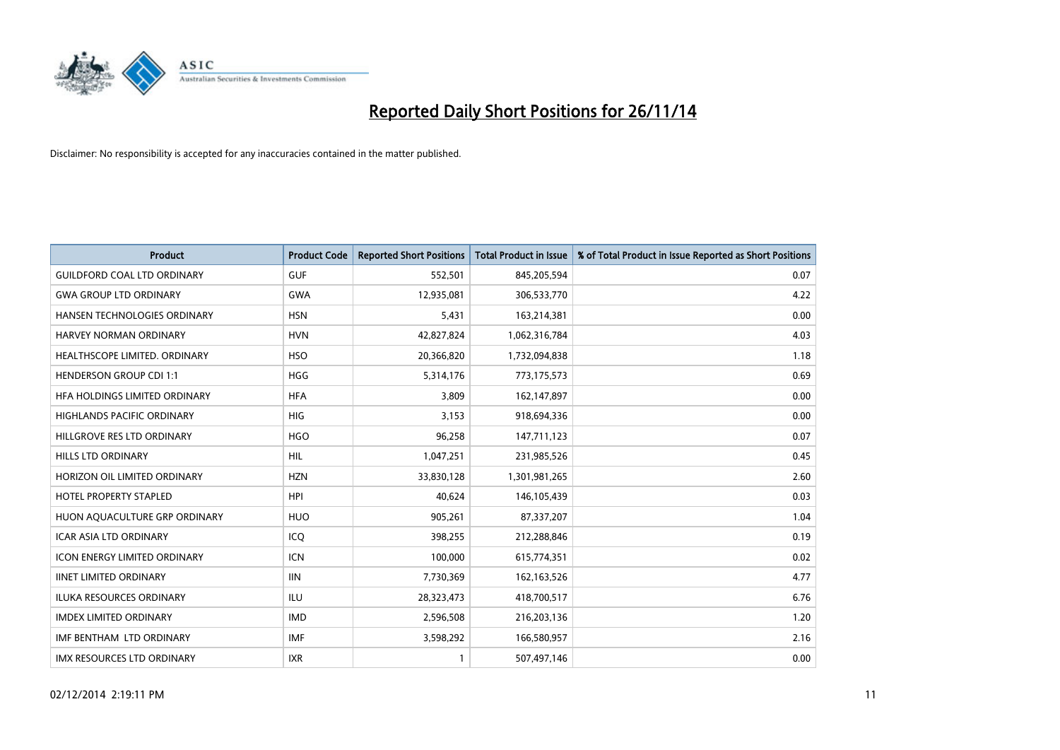# Reported Daily Short Positions for 26/11/14

Disclaimer: No responsibility is accepted for any inaccuracies contained in the matter published.

| Product | Product Code | Reported Short Positions | Total Product in Issue | % of Total Product in Issue Reported as Short Positions |
|---|---|---|---|---|
| GUILDFORD COAL LTD ORDINARY | GUF | 552,501 | 845,205,594 | 0.07 |
| GWA GROUP LTD ORDINARY | GWA | 12,935,081 | 306,533,770 | 4.22 |
| HANSEN TECHNOLOGIES ORDINARY | HSN | 5,431 | 163,214,381 | 0.00 |
| HARVEY NORMAN ORDINARY | HVN | 42,827,824 | 1,062,316,784 | 4.03 |
| HEALTHSCOPE LIMITED. ORDINARY | HSO | 20,366,820 | 1,732,094,838 | 1.18 |
| HENDERSON GROUP CDI 1:1 | HGG | 5,314,176 | 773,175,573 | 0.69 |
| HFA HOLDINGS LIMITED ORDINARY | HFA | 3,809 | 162,147,897 | 0.00 |
| HIGHLANDS PACIFIC ORDINARY | HIG | 3,153 | 918,694,336 | 0.00 |
| HILLGROVE RES LTD ORDINARY | HGO | 96,258 | 147,711,123 | 0.07 |
| HILLS LTD ORDINARY | HIL | 1,047,251 | 231,985,526 | 0.45 |
| HORIZON OIL LIMITED ORDINARY | HZN | 33,830,128 | 1,301,981,265 | 2.60 |
| HOTEL PROPERTY STAPLED | HPI | 40,624 | 146,105,439 | 0.03 |
| HUON AQUACULTURE GRP ORDINARY | HUO | 905,261 | 87,337,207 | 1.04 |
| ICAR ASIA LTD ORDINARY | ICQ | 398,255 | 212,288,846 | 0.19 |
| ICON ENERGY LIMITED ORDINARY | ICN | 100,000 | 615,774,351 | 0.02 |
| IINET LIMITED ORDINARY | IIN | 7,730,369 | 162,163,526 | 4.77 |
| ILUKA RESOURCES ORDINARY | ILU | 28,323,473 | 418,700,517 | 6.76 |
| IMDEX LIMITED ORDINARY | IMD | 2,596,508 | 216,203,136 | 1.20 |
| IMF BENTHAM LTD ORDINARY | IMF | 3,598,292 | 166,580,957 | 2.16 |
| IMX RESOURCES LTD ORDINARY | IXR | 1 | 507,497,146 | 0.00 |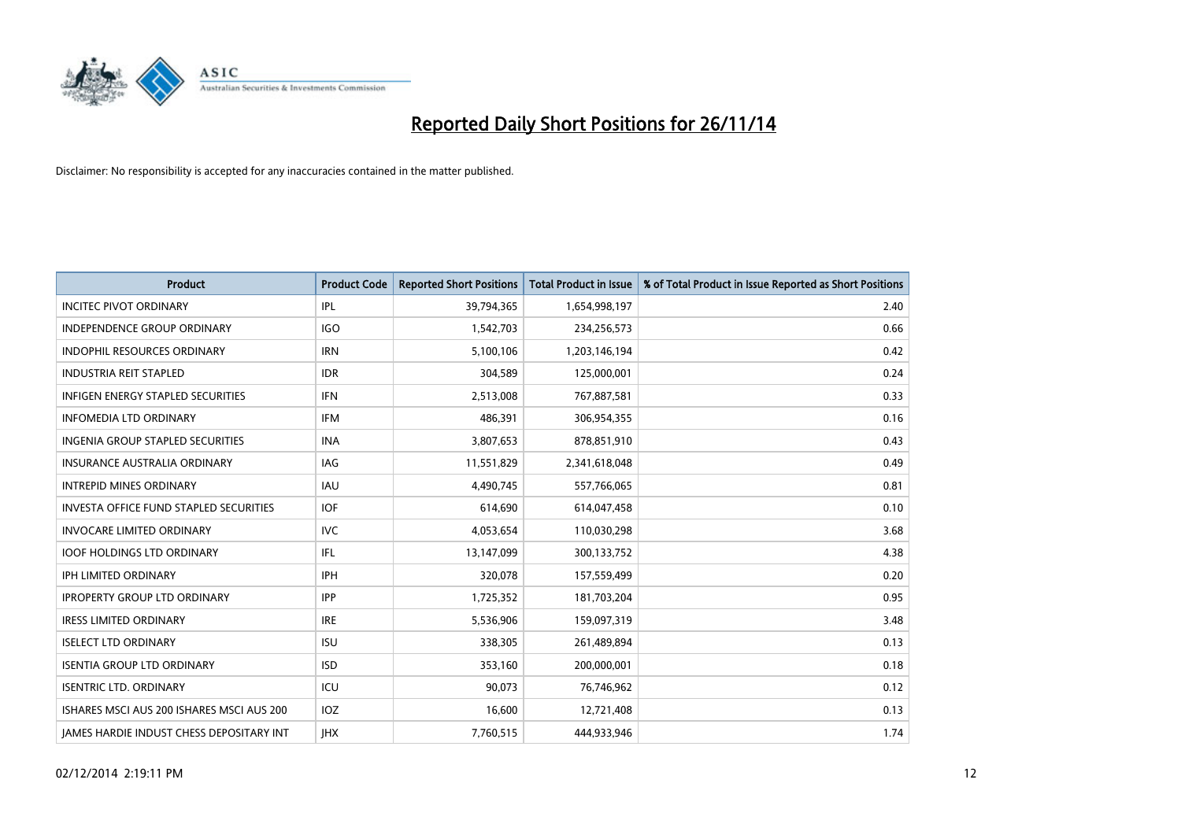# Reported Daily Short Positions for 26/11/14

Disclaimer: No responsibility is accepted for any inaccuracies contained in the matter published.

| Product | Product Code | Reported Short Positions | Total Product in Issue | % of Total Product in Issue Reported as Short Positions |
|---|---|---|---|---|
| INCITEC PIVOT ORDINARY | IPL | 39,794,365 | 1,654,998,197 | 2.40 |
| INDEPENDENCE GROUP ORDINARY | IGO | 1,542,703 | 234,256,573 | 0.66 |
| INDOPHIL RESOURCES ORDINARY | IRN | 5,100,106 | 1,203,146,194 | 0.42 |
| INDUSTRIA REIT STAPLED | IDR | 304,589 | 125,000,001 | 0.24 |
| INFIGEN ENERGY STAPLED SECURITIES | IFN | 2,513,008 | 767,887,581 | 0.33 |
| INFOMEDIA LTD ORDINARY | IFM | 486,391 | 306,954,355 | 0.16 |
| INGENIA GROUP STAPLED SECURITIES | INA | 3,807,653 | 878,851,910 | 0.43 |
| INSURANCE AUSTRALIA ORDINARY | IAG | 11,551,829 | 2,341,618,048 | 0.49 |
| INTREPID MINES ORDINARY | IAU | 4,490,745 | 557,766,065 | 0.81 |
| INVESTA OFFICE FUND STAPLED SECURITIES | IOF | 614,690 | 614,047,458 | 0.10 |
| INVOCARE LIMITED ORDINARY | IVC | 4,053,654 | 110,030,298 | 3.68 |
| IOOF HOLDINGS LTD ORDINARY | IFL | 13,147,099 | 300,133,752 | 4.38 |
| IPH LIMITED ORDINARY | IPH | 320,078 | 157,559,499 | 0.20 |
| IPROPERTY GROUP LTD ORDINARY | IPP | 1,725,352 | 181,703,204 | 0.95 |
| IRESS LIMITED ORDINARY | IRE | 5,536,906 | 159,097,319 | 3.48 |
| ISELECT LTD ORDINARY | ISU | 338,305 | 261,489,894 | 0.13 |
| ISENTIA GROUP LTD ORDINARY | ISD | 353,160 | 200,000,001 | 0.18 |
| ISENTRIC LTD. ORDINARY | ICU | 90,073 | 76,746,962 | 0.12 |
| ISHARES MSCI AUS 200 ISHARES MSCI AUS 200 | IOZ | 16,600 | 12,721,408 | 0.13 |
| JAMES HARDIE INDUST CHESS DEPOSITARY INT | JHX | 7,760,515 | 444,933,946 | 1.74 |

02/12/2014 2:19:11 PM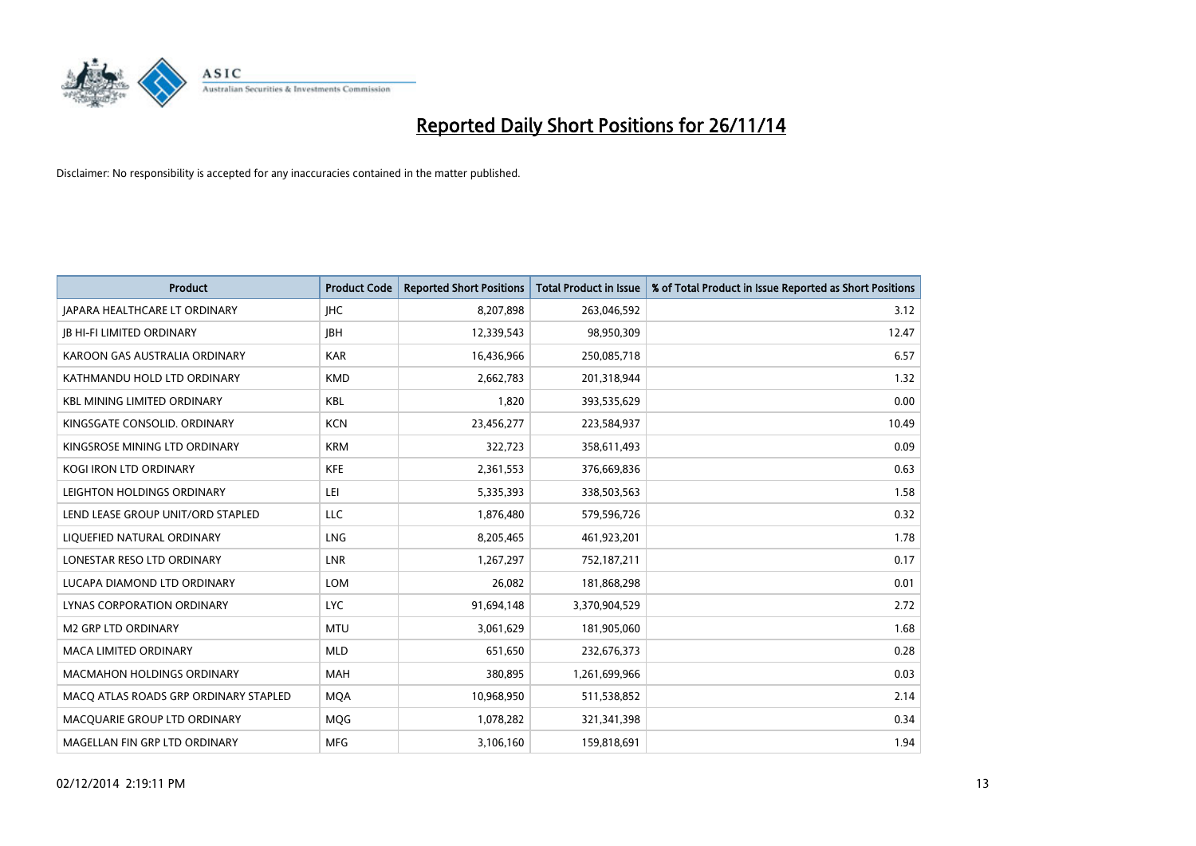# Reported Daily Short Positions for 26/11/14

Disclaimer: No responsibility is accepted for any inaccuracies contained in the matter published.

| Product | Product Code | Reported Short Positions | Total Product in Issue | % of Total Product in Issue Reported as Short Positions |
|---|---|---|---|---|
| JAPARA HEALTHCARE LT ORDINARY | JHC | 8,207,898 | 263,046,592 | 3.12 |
| JB HI-FI LIMITED ORDINARY | JBH | 12,339,543 | 98,950,309 | 12.47 |
| KAROON GAS AUSTRALIA ORDINARY | KAR | 16,436,966 | 250,085,718 | 6.57 |
| KATHMANDU HOLD LTD ORDINARY | KMD | 2,662,783 | 201,318,944 | 1.32 |
| KBL MINING LIMITED ORDINARY | KBL | 1,820 | 393,535,629 | 0.00 |
| KINGSGATE CONSOLID. ORDINARY | KCN | 23,456,277 | 223,584,937 | 10.49 |
| KINGSROSE MINING LTD ORDINARY | KRM | 322,723 | 358,611,493 | 0.09 |
| KOGI IRON LTD ORDINARY | KFE | 2,361,553 | 376,669,836 | 0.63 |
| LEIGHTON HOLDINGS ORDINARY | LEI | 5,335,393 | 338,503,563 | 1.58 |
| LEND LEASE GROUP UNIT/ORD STAPLED | LLC | 1,876,480 | 579,596,726 | 0.32 |
| LIQUEFIED NATURAL ORDINARY | LNG | 8,205,465 | 461,923,201 | 1.78 |
| LONESTAR RESO LTD ORDINARY | LNR | 1,267,297 | 752,187,211 | 0.17 |
| LUCAPA DIAMOND LTD ORDINARY | LOM | 26,082 | 181,868,298 | 0.01 |
| LYNAS CORPORATION ORDINARY | LYC | 91,694,148 | 3,370,904,529 | 2.72 |
| M2 GRP LTD ORDINARY | MTU | 3,061,629 | 181,905,060 | 1.68 |
| MACA LIMITED ORDINARY | MLD | 651,650 | 232,676,373 | 0.28 |
| MACMAHON HOLDINGS ORDINARY | MAH | 380,895 | 1,261,699,966 | 0.03 |
| MACQ ATLAS ROADS GRP ORDINARY STAPLED | MQA | 10,968,950 | 511,538,852 | 2.14 |
| MACQUARIE GROUP LTD ORDINARY | MQG | 1,078,282 | 321,341,398 | 0.34 |
| MAGELLAN FIN GRP LTD ORDINARY | MFG | 3,106,160 | 159,818,691 | 1.94 |

02/12/2014 2:19:11 PM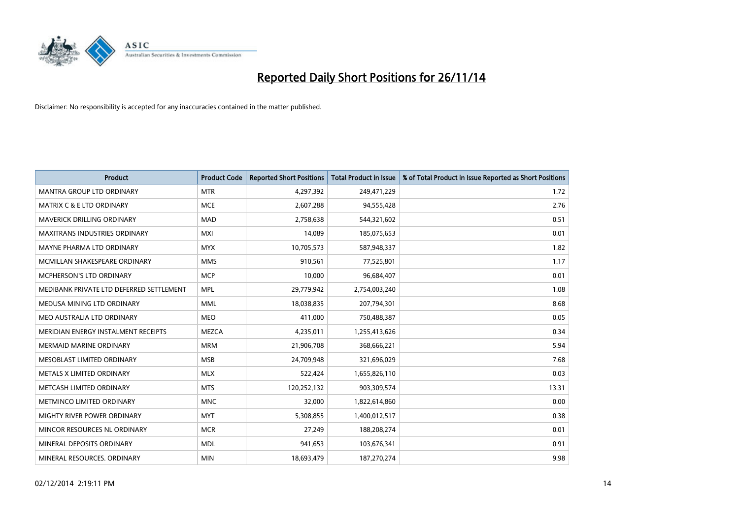# Reported Daily Short Positions for 26/11/14

Disclaimer: No responsibility is accepted for any inaccuracies contained in the matter published.

| Product | Product Code | Reported Short Positions | Total Product in Issue | % of Total Product in Issue Reported as Short Positions |
| --- | --- | --- | --- | --- |
| MANTRA GROUP LTD ORDINARY | MTR | 4,297,392 | 249,471,229 | 1.72 |
| MATRIX C & E LTD ORDINARY | MCE | 2,607,288 | 94,555,428 | 2.76 |
| MAVERICK DRILLING ORDINARY | MAD | 2,758,638 | 544,321,602 | 0.51 |
| MAXITRANS INDUSTRIES ORDINARY | MXI | 14,089 | 185,075,653 | 0.01 |
| MAYNE PHARMA LTD ORDINARY | MYX | 10,705,573 | 587,948,337 | 1.82 |
| MCMILLAN SHAKESPEARE ORDINARY | MMS | 910,561 | 77,525,801 | 1.17 |
| MCPHERSON'S LTD ORDINARY | MCP | 10,000 | 96,684,407 | 0.01 |
| MEDIBANK PRIVATE LTD DEFERRED SETTLEMENT | MPL | 29,779,942 | 2,754,003,240 | 1.08 |
| MEDUSA MINING LTD ORDINARY | MML | 18,038,835 | 207,794,301 | 8.68 |
| MEO AUSTRALIA LTD ORDINARY | MEO | 411,000 | 750,488,387 | 0.05 |
| MERIDIAN ENERGY INSTALMENT RECEIPTS | MEZCA | 4,235,011 | 1,255,413,626 | 0.34 |
| MERMAID MARINE ORDINARY | MRM | 21,906,708 | 368,666,221 | 5.94 |
| MESOBLAST LIMITED ORDINARY | MSB | 24,709,948 | 321,696,029 | 7.68 |
| METALS X LIMITED ORDINARY | MLX | 522,424 | 1,655,826,110 | 0.03 |
| METCASH LIMITED ORDINARY | MTS | 120,252,132 | 903,309,574 | 13.31 |
| METMINCO LIMITED ORDINARY | MNC | 32,000 | 1,822,614,860 | 0.00 |
| MIGHTY RIVER POWER ORDINARY | MYT | 5,308,855 | 1,400,012,517 | 0.38 |
| MINCOR RESOURCES NL ORDINARY | MCR | 27,249 | 188,208,274 | 0.01 |
| MINERAL DEPOSITS ORDINARY | MDL | 941,653 | 103,676,341 | 0.91 |
| MINERAL RESOURCES. ORDINARY | MIN | 18,693,479 | 187,270,274 | 9.98 |

02/12/2014 2:19:11 PM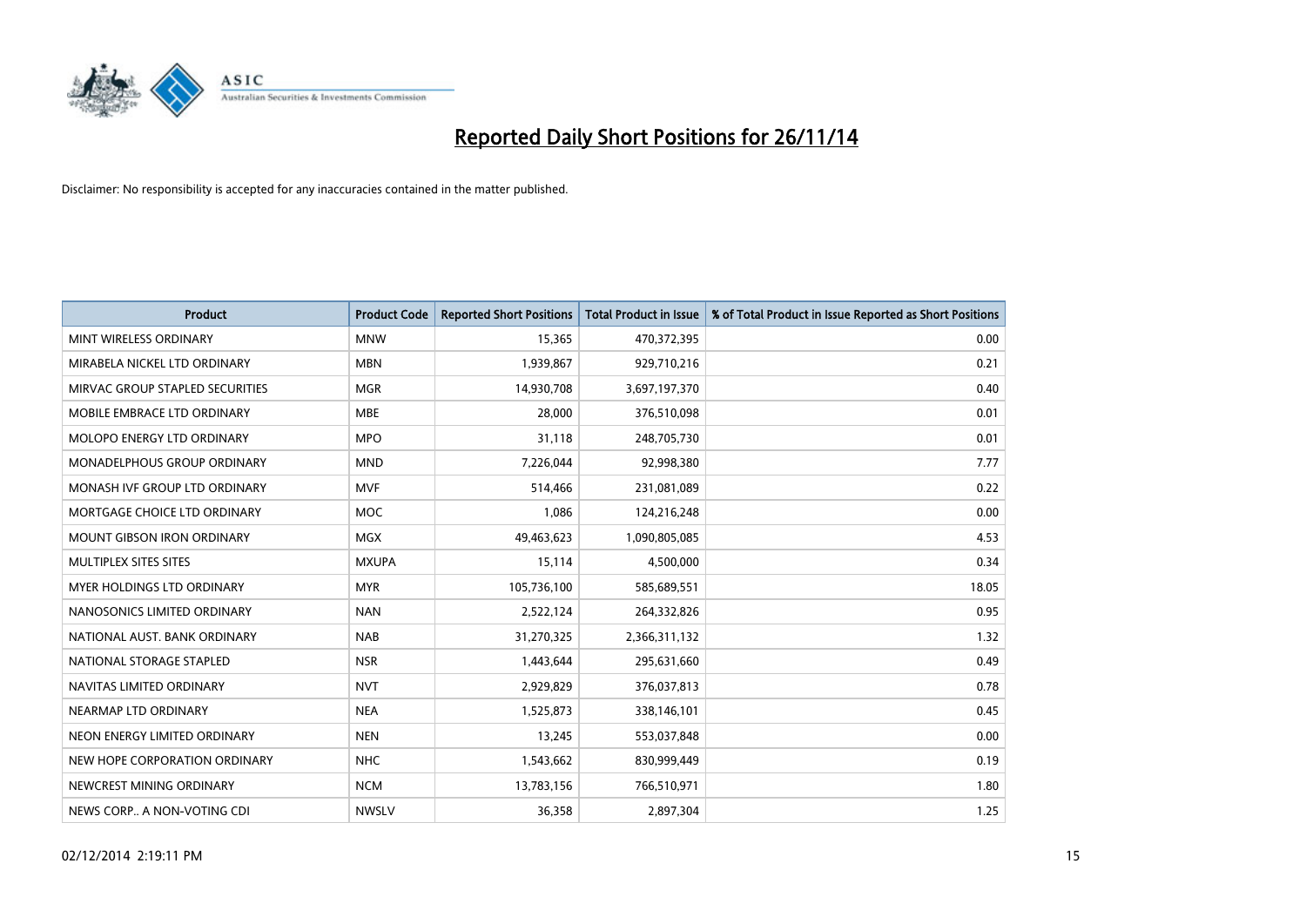# Reported Daily Short Positions for 26/11/14

Disclaimer: No responsibility is accepted for any inaccuracies contained in the matter published.

| Product | Product Code | Reported Short Positions | Total Product in Issue | % of Total Product in Issue Reported as Short Positions |
|---|---|---|---|---|
| MINT WIRELESS ORDINARY | MNW | 15,365 | 470,372,395 | 0.00 |
| MIRABELA NICKEL LTD ORDINARY | MBN | 1,939,867 | 929,710,216 | 0.21 |
| MIRVAC GROUP STAPLED SECURITIES | MGR | 14,930,708 | 3,697,197,370 | 0.40 |
| MOBILE EMBRACE LTD ORDINARY | MBE | 28,000 | 376,510,098 | 0.01 |
| MOLOPO ENERGY LTD ORDINARY | MPO | 31,118 | 248,705,730 | 0.01 |
| MONADELPHOUS GROUP ORDINARY | MND | 7,226,044 | 92,998,380 | 7.77 |
| MONASH IVF GROUP LTD ORDINARY | MVF | 514,466 | 231,081,089 | 0.22 |
| MORTGAGE CHOICE LTD ORDINARY | MOC | 1,086 | 124,216,248 | 0.00 |
| MOUNT GIBSON IRON ORDINARY | MGX | 49,463,623 | 1,090,805,085 | 4.53 |
| MULTIPLEX SITES SITES | MXUPA | 15,114 | 4,500,000 | 0.34 |
| MYER HOLDINGS LTD ORDINARY | MYR | 105,736,100 | 585,689,551 | 18.05 |
| NANOSONICS LIMITED ORDINARY | NAN | 2,522,124 | 264,332,826 | 0.95 |
| NATIONAL AUST. BANK ORDINARY | NAB | 31,270,325 | 2,366,311,132 | 1.32 |
| NATIONAL STORAGE STAPLED | NSR | 1,443,644 | 295,631,660 | 0.49 |
| NAVITAS LIMITED ORDINARY | NVT | 2,929,829 | 376,037,813 | 0.78 |
| NEARMAP LTD ORDINARY | NEA | 1,525,873 | 338,146,101 | 0.45 |
| NEON ENERGY LIMITED ORDINARY | NEN | 13,245 | 553,037,848 | 0.00 |
| NEW HOPE CORPORATION ORDINARY | NHC | 1,543,662 | 830,999,449 | 0.19 |
| NEWCREST MINING ORDINARY | NCM | 13,783,156 | 766,510,971 | 1.80 |
| NEWS CORP.. A NON-VOTING CDI | NWSLV | 36,358 | 2,897,304 | 1.25 |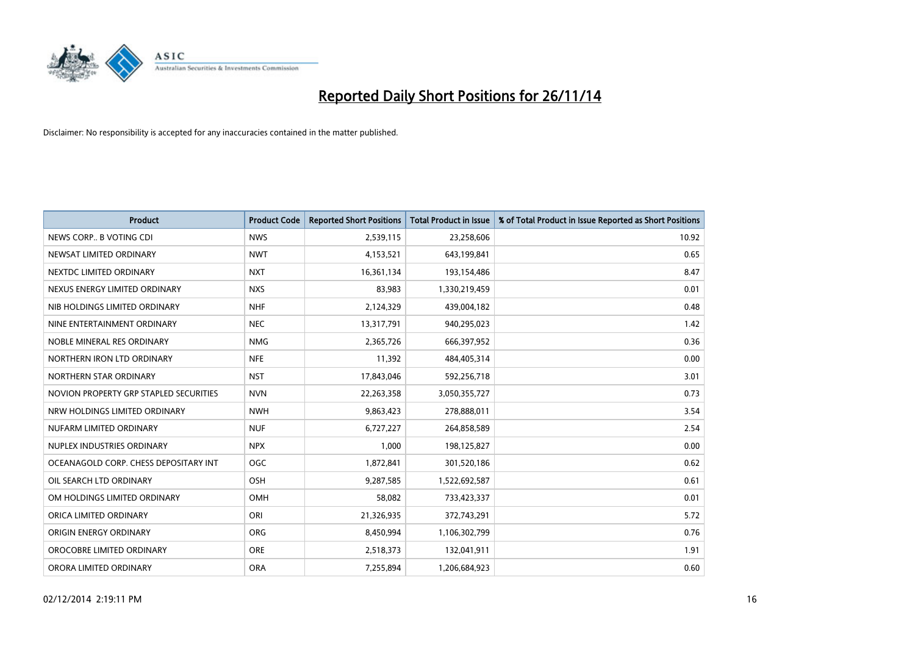# Reported Daily Short Positions for 26/11/14

Disclaimer: No responsibility is accepted for any inaccuracies contained in the matter published.

| Product | Product Code | Reported Short Positions | Total Product in Issue | % of Total Product in Issue Reported as Short Positions |
|---|---|---|---|---|
| NEWS CORP.. B VOTING CDI | NWS | 2,539,115 | 23,258,606 | 10.92 |
| NEWSAT LIMITED ORDINARY | NWT | 4,153,521 | 643,199,841 | 0.65 |
| NEXTDC LIMITED ORDINARY | NXT | 16,361,134 | 193,154,486 | 8.47 |
| NEXUS ENERGY LIMITED ORDINARY | NXS | 83,983 | 1,330,219,459 | 0.01 |
| NIB HOLDINGS LIMITED ORDINARY | NHF | 2,124,329 | 439,004,182 | 0.48 |
| NINE ENTERTAINMENT ORDINARY | NEC | 13,317,791 | 940,295,023 | 1.42 |
| NOBLE MINERAL RES ORDINARY | NMG | 2,365,726 | 666,397,952 | 0.36 |
| NORTHERN IRON LTD ORDINARY | NFE | 11,392 | 484,405,314 | 0.00 |
| NORTHERN STAR ORDINARY | NST | 17,843,046 | 592,256,718 | 3.01 |
| NOVION PROPERTY GRP STAPLED SECURITIES | NVN | 22,263,358 | 3,050,355,727 | 0.73 |
| NRW HOLDINGS LIMITED ORDINARY | NWH | 9,863,423 | 278,888,011 | 3.54 |
| NUFARM LIMITED ORDINARY | NUF | 6,727,227 | 264,858,589 | 2.54 |
| NUPLEX INDUSTRIES ORDINARY | NPX | 1,000 | 198,125,827 | 0.00 |
| OCEANAGOLD CORP. CHESS DEPOSITARY INT | OGC | 1,872,841 | 301,520,186 | 0.62 |
| OIL SEARCH LTD ORDINARY | OSH | 9,287,585 | 1,522,692,587 | 0.61 |
| OM HOLDINGS LIMITED ORDINARY | OMH | 58,082 | 733,423,337 | 0.01 |
| ORICA LIMITED ORDINARY | ORI | 21,326,935 | 372,743,291 | 5.72 |
| ORIGIN ENERGY ORDINARY | ORG | 8,450,994 | 1,106,302,799 | 0.76 |
| OROCOBRE LIMITED ORDINARY | ORE | 2,518,373 | 132,041,911 | 1.91 |
| ORORA LIMITED ORDINARY | ORA | 7,255,894 | 1,206,684,923 | 0.60 |

02/12/2014 2:19:11 PM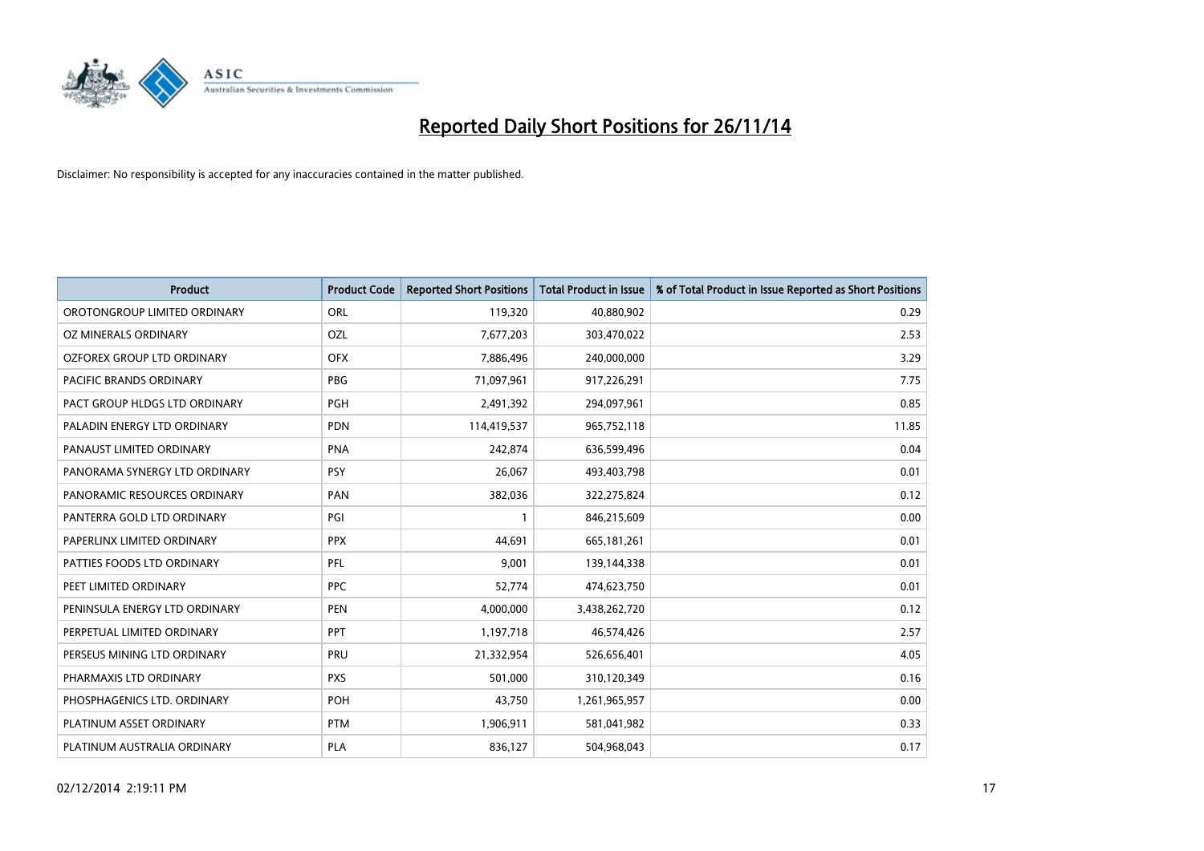# Reported Daily Short Positions for 26/11/14

Disclaimer: No responsibility is accepted for any inaccuracies contained in the matter published.

| Product | Product Code | Reported Short Positions | Total Product in Issue | % of Total Product in Issue Reported as Short Positions |
|---|---|---|---|---|
| OROTONGROUP LIMITED ORDINARY | ORL | 119,320 | 40,880,902 | 0.29 |
| OZ MINERALS ORDINARY | OZL | 7,677,203 | 303,470,022 | 2.53 |
| OZFOREX GROUP LTD ORDINARY | OFX | 7,886,496 | 240,000,000 | 3.29 |
| PACIFIC BRANDS ORDINARY | PBG | 71,097,961 | 917,226,291 | 7.75 |
| PACT GROUP HLDGS LTD ORDINARY | PGH | 2,491,392 | 294,097,961 | 0.85 |
| PALADIN ENERGY LTD ORDINARY | PDN | 114,419,537 | 965,752,118 | 11.85 |
| PANAUST LIMITED ORDINARY | PNA | 242,874 | 636,599,496 | 0.04 |
| PANORAMA SYNERGY LTD ORDINARY | PSY | 26,067 | 493,403,798 | 0.01 |
| PANORAMIC RESOURCES ORDINARY | PAN | 382,036 | 322,275,824 | 0.12 |
| PANTERRA GOLD LTD ORDINARY | PGI | 1 | 846,215,609 | 0.00 |
| PAPERLINX LIMITED ORDINARY | PPX | 44,691 | 665,181,261 | 0.01 |
| PATTIES FOODS LTD ORDINARY | PFL | 9,001 | 139,144,338 | 0.01 |
| PEET LIMITED ORDINARY | PPC | 52,774 | 474,623,750 | 0.01 |
| PENINSULA ENERGY LTD ORDINARY | PEN | 4,000,000 | 3,438,262,720 | 0.12 |
| PERPETUAL LIMITED ORDINARY | PPT | 1,197,718 | 46,574,426 | 2.57 |
| PERSEUS MINING LTD ORDINARY | PRU | 21,332,954 | 526,656,401 | 4.05 |
| PHARMAXIS LTD ORDINARY | PXS | 501,000 | 310,120,349 | 0.16 |
| PHOSPHAGENICS LTD. ORDINARY | POH | 43,750 | 1,261,965,957 | 0.00 |
| PLATINUM ASSET ORDINARY | PTM | 1,906,911 | 581,041,982 | 0.33 |
| PLATINUM AUSTRALIA ORDINARY | PLA | 836,127 | 504,968,043 | 0.17 |

02/12/2014 2:19:11 PM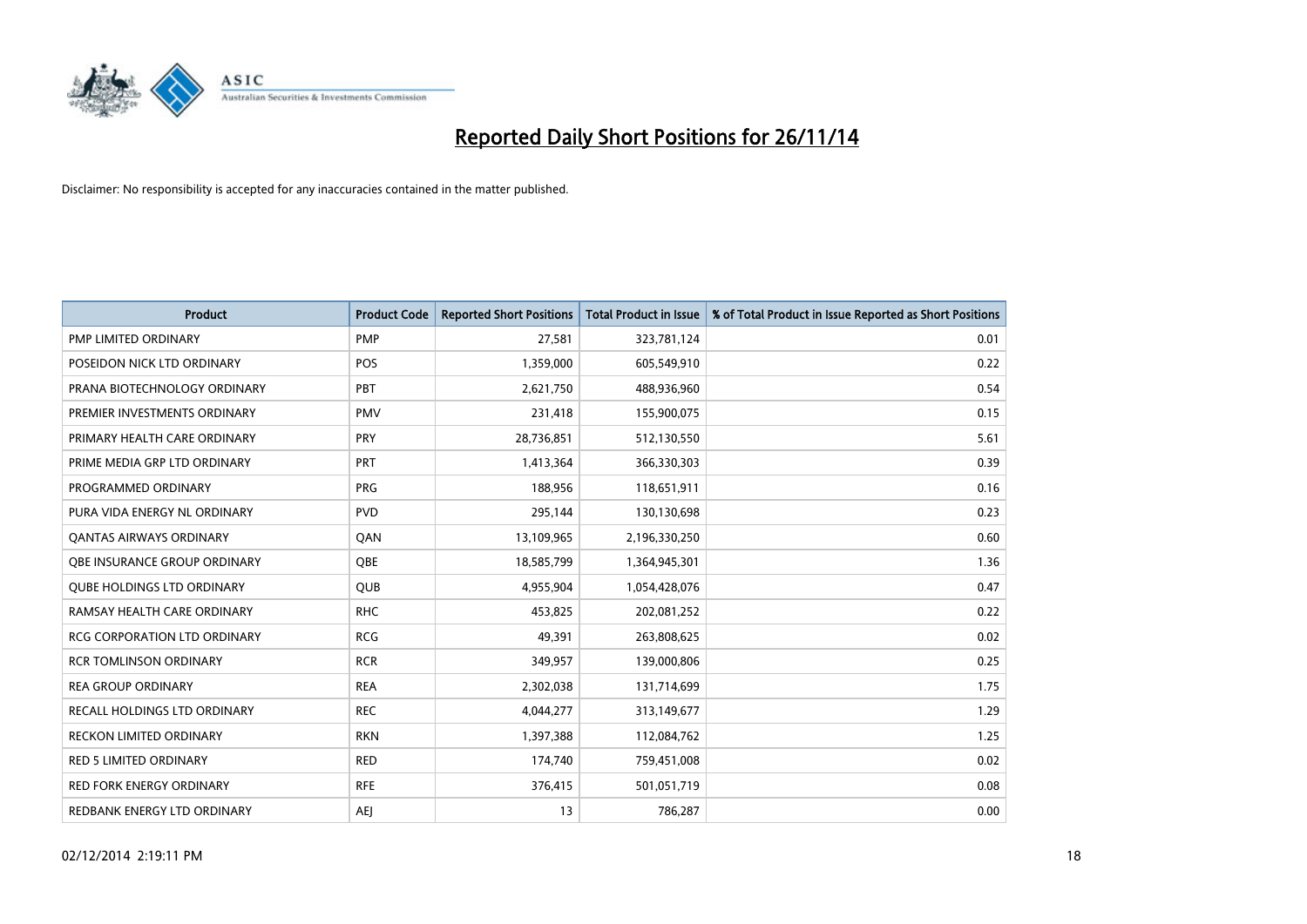# Reported Daily Short Positions for 26/11/14

Disclaimer: No responsibility is accepted for any inaccuracies contained in the matter published.

| Product | Product Code | Reported Short Positions | Total Product in Issue | % of Total Product in Issue Reported as Short Positions |
| --- | --- | --- | --- | --- |
| PMP LIMITED ORDINARY | PMP | 27,581 | 323,781,124 | 0.01 |
| POSEIDON NICK LTD ORDINARY | POS | 1,359,000 | 605,549,910 | 0.22 |
| PRANA BIOTECHNOLOGY ORDINARY | PBT | 2,621,750 | 488,936,960 | 0.54 |
| PREMIER INVESTMENTS ORDINARY | PMV | 231,418 | 155,900,075 | 0.15 |
| PRIMARY HEALTH CARE ORDINARY | PRY | 28,736,851 | 512,130,550 | 5.61 |
| PRIME MEDIA GRP LTD ORDINARY | PRT | 1,413,364 | 366,330,303 | 0.39 |
| PROGRAMMED ORDINARY | PRG | 188,956 | 118,651,911 | 0.16 |
| PURA VIDA ENERGY NL ORDINARY | PVD | 295,144 | 130,130,698 | 0.23 |
| QANTAS AIRWAYS ORDINARY | QAN | 13,109,965 | 2,196,330,250 | 0.60 |
| QBE INSURANCE GROUP ORDINARY | QBE | 18,585,799 | 1,364,945,301 | 1.36 |
| QUBE HOLDINGS LTD ORDINARY | QUB | 4,955,904 | 1,054,428,076 | 0.47 |
| RAMSAY HEALTH CARE ORDINARY | RHC | 453,825 | 202,081,252 | 0.22 |
| RCG CORPORATION LTD ORDINARY | RCG | 49,391 | 263,808,625 | 0.02 |
| RCR TOMLINSON ORDINARY | RCR | 349,957 | 139,000,806 | 0.25 |
| REA GROUP ORDINARY | REA | 2,302,038 | 131,714,699 | 1.75 |
| RECALL HOLDINGS LTD ORDINARY | REC | 4,044,277 | 313,149,677 | 1.29 |
| RECKON LIMITED ORDINARY | RKN | 1,397,388 | 112,084,762 | 1.25 |
| RED 5 LIMITED ORDINARY | RED | 174,740 | 759,451,008 | 0.02 |
| RED FORK ENERGY ORDINARY | RFE | 376,415 | 501,051,719 | 0.08 |
| REDBANK ENERGY LTD ORDINARY | AEJ | 13 | 786,287 | 0.00 |

02/12/2014 2:19:11 PM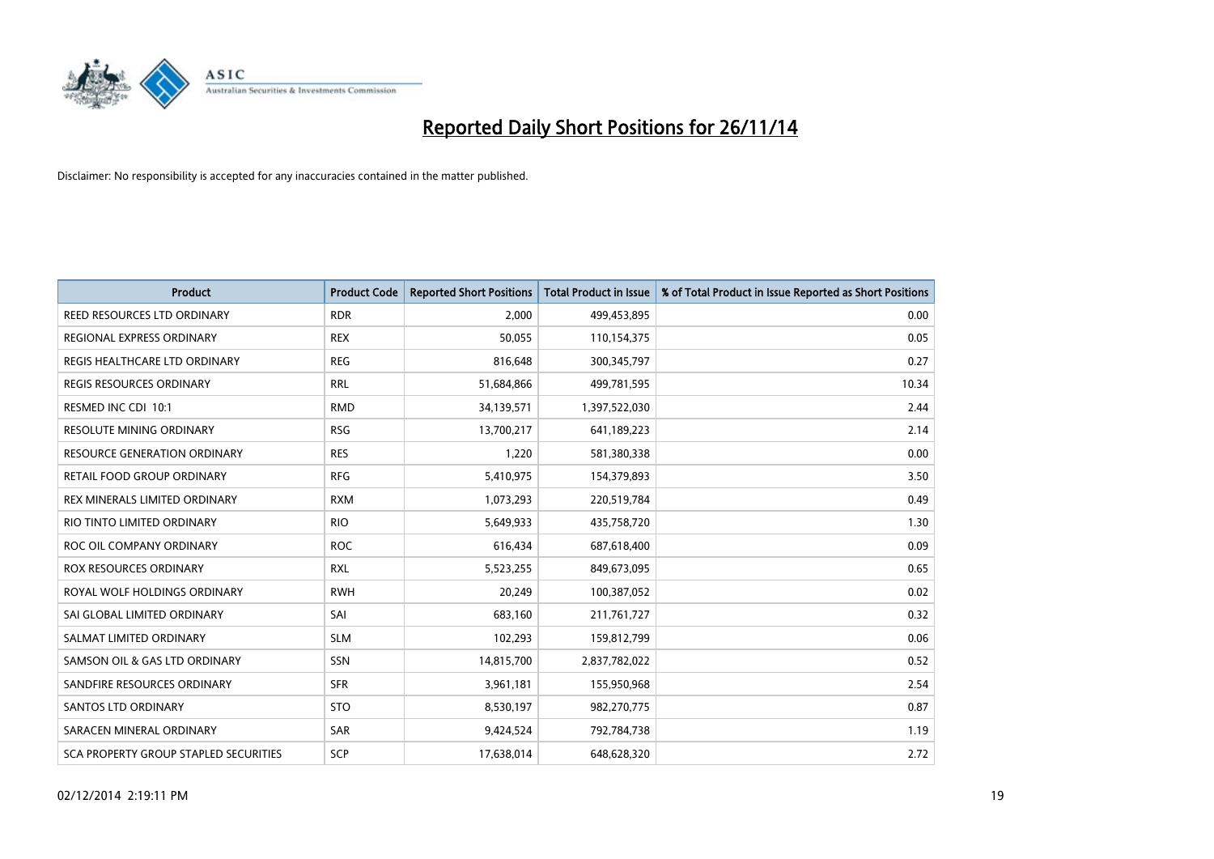# Reported Daily Short Positions for 26/11/14

Disclaimer: No responsibility is accepted for any inaccuracies contained in the matter published.

| Product | Product Code | Reported Short Positions | Total Product in Issue | % of Total Product in Issue Reported as Short Positions |
|---|---|---|---|---|
| REED RESOURCES LTD ORDINARY | RDR | 2,000 | 499,453,895 | 0.00 |
| REGIONAL EXPRESS ORDINARY | REX | 50,055 | 110,154,375 | 0.05 |
| REGIS HEALTHCARE LTD ORDINARY | REG | 816,648 | 300,345,797 | 0.27 |
| REGIS RESOURCES ORDINARY | RRL | 51,684,866 | 499,781,595 | 10.34 |
| RESMED INC CDI 10:1 | RMD | 34,139,571 | 1,397,522,030 | 2.44 |
| RESOLUTE MINING ORDINARY | RSG | 13,700,217 | 641,189,223 | 2.14 |
| RESOURCE GENERATION ORDINARY | RES | 1,220 | 581,380,338 | 0.00 |
| RETAIL FOOD GROUP ORDINARY | RFG | 5,410,975 | 154,379,893 | 3.50 |
| REX MINERALS LIMITED ORDINARY | RXM | 1,073,293 | 220,519,784 | 0.49 |
| RIO TINTO LIMITED ORDINARY | RIO | 5,649,933 | 435,758,720 | 1.30 |
| ROC OIL COMPANY ORDINARY | ROC | 616,434 | 687,618,400 | 0.09 |
| ROX RESOURCES ORDINARY | RXL | 5,523,255 | 849,673,095 | 0.65 |
| ROYAL WOLF HOLDINGS ORDINARY | RWH | 20,249 | 100,387,052 | 0.02 |
| SAI GLOBAL LIMITED ORDINARY | SAI | 683,160 | 211,761,727 | 0.32 |
| SALMAT LIMITED ORDINARY | SLM | 102,293 | 159,812,799 | 0.06 |
| SAMSON OIL & GAS LTD ORDINARY | SSN | 14,815,700 | 2,837,782,022 | 0.52 |
| SANDFIRE RESOURCES ORDINARY | SFR | 3,961,181 | 155,950,968 | 2.54 |
| SANTOS LTD ORDINARY | STO | 8,530,197 | 982,270,775 | 0.87 |
| SARACEN MINERAL ORDINARY | SAR | 9,424,524 | 792,784,738 | 1.19 |
| SCA PROPERTY GROUP STAPLED SECURITIES | SCP | 17,638,014 | 648,628,320 | 2.72 |

02/12/2014 2:19:11 PM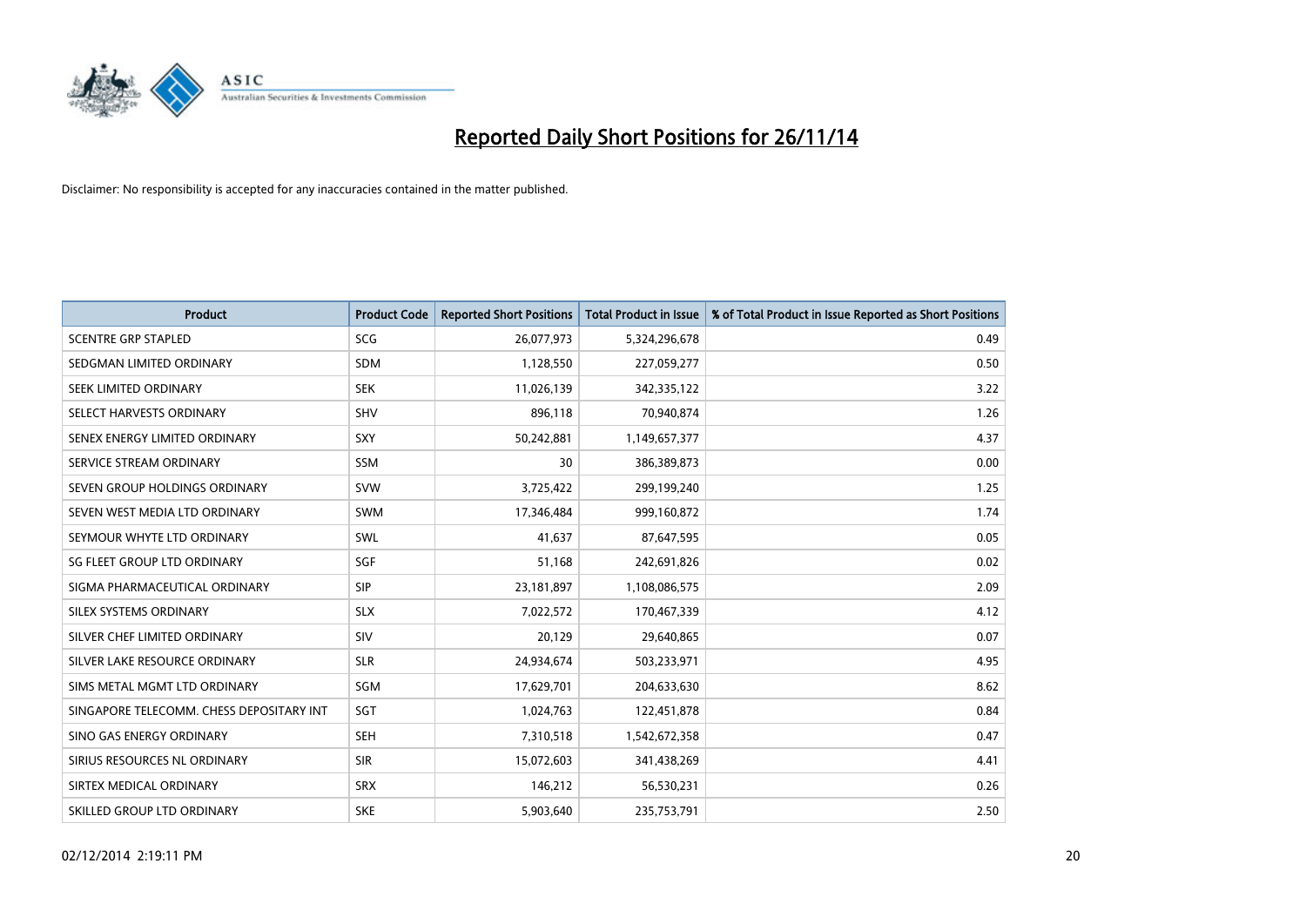# Reported Daily Short Positions for 26/11/14

Disclaimer: No responsibility is accepted for any inaccuracies contained in the matter published.

| Product | Product Code | Reported Short Positions | Total Product in Issue | % of Total Product in Issue Reported as Short Positions |
|---|---|---|---|---|
| SCENTRE GRP STAPLED | SCG | 26,077,973 | 5,324,296,678 | 0.49 |
| SEDGMAN LIMITED ORDINARY | SDM | 1,128,550 | 227,059,277 | 0.50 |
| SEEK LIMITED ORDINARY | SEK | 11,026,139 | 342,335,122 | 3.22 |
| SELECT HARVESTS ORDINARY | SHV | 896,118 | 70,940,874 | 1.26 |
| SENEX ENERGY LIMITED ORDINARY | SXY | 50,242,881 | 1,149,657,377 | 4.37 |
| SERVICE STREAM ORDINARY | SSM | 30 | 386,389,873 | 0.00 |
| SEVEN GROUP HOLDINGS ORDINARY | SVW | 3,725,422 | 299,199,240 | 1.25 |
| SEVEN WEST MEDIA LTD ORDINARY | SWM | 17,346,484 | 999,160,872 | 1.74 |
| SEYMOUR WHYTE LTD ORDINARY | SWL | 41,637 | 87,647,595 | 0.05 |
| SG FLEET GROUP LTD ORDINARY | SGF | 51,168 | 242,691,826 | 0.02 |
| SIGMA PHARMACEUTICAL ORDINARY | SIP | 23,181,897 | 1,108,086,575 | 2.09 |
| SILEX SYSTEMS ORDINARY | SLX | 7,022,572 | 170,467,339 | 4.12 |
| SILVER CHEF LIMITED ORDINARY | SIV | 20,129 | 29,640,865 | 0.07 |
| SILVER LAKE RESOURCE ORDINARY | SLR | 24,934,674 | 503,233,971 | 4.95 |
| SIMS METAL MGMT LTD ORDINARY | SGM | 17,629,701 | 204,633,630 | 8.62 |
| SINGAPORE TELECOMM. CHESS DEPOSITARY INT | SGT | 1,024,763 | 122,451,878 | 0.84 |
| SINO GAS ENERGY ORDINARY | SEH | 7,310,518 | 1,542,672,358 | 0.47 |
| SIRIUS RESOURCES NL ORDINARY | SIR | 15,072,603 | 341,438,269 | 4.41 |
| SIRTEX MEDICAL ORDINARY | SRX | 146,212 | 56,530,231 | 0.26 |
| SKILLED GROUP LTD ORDINARY | SKE | 5,903,640 | 235,753,791 | 2.50 |

02/12/2014 2:19:11 PM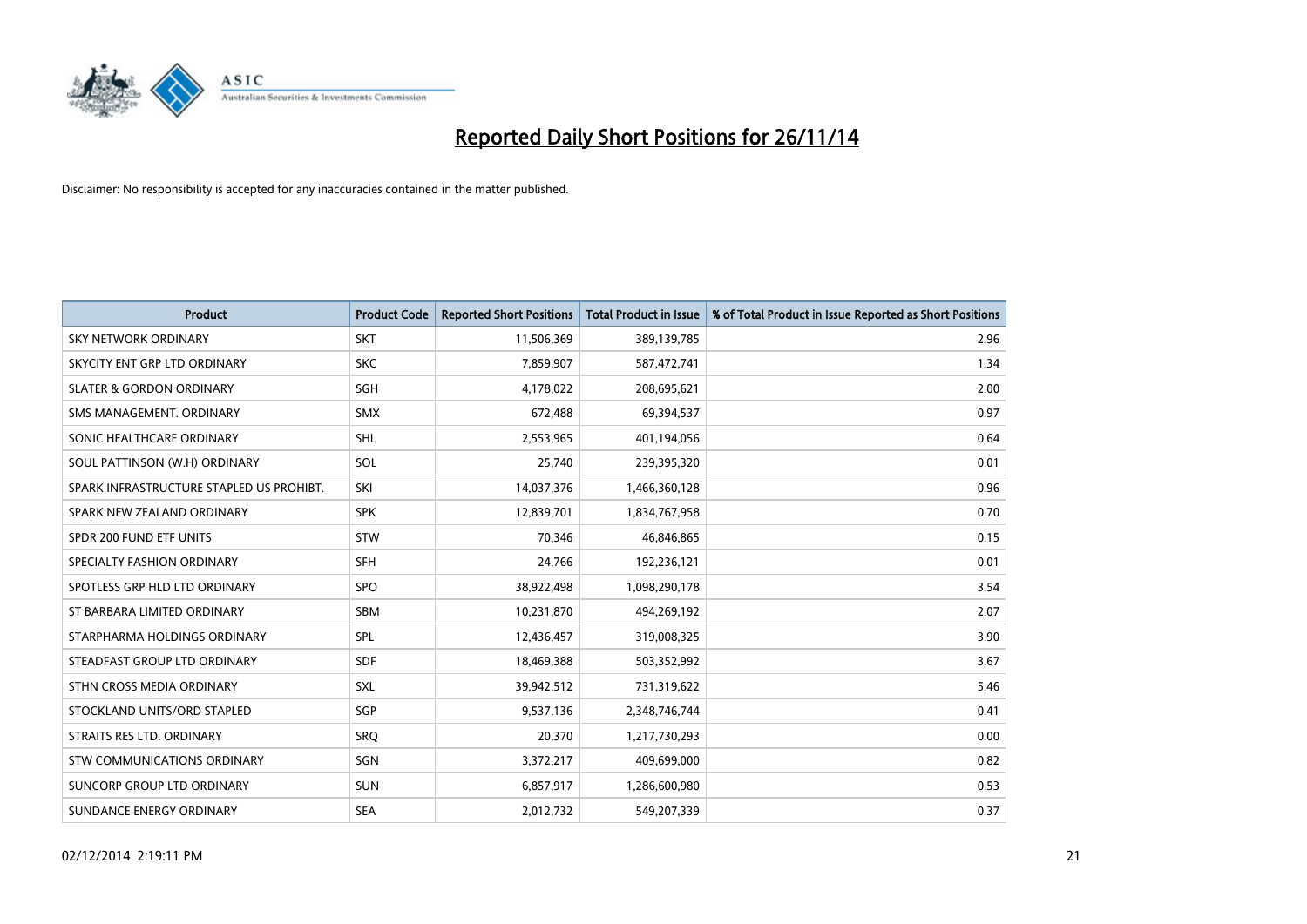# Reported Daily Short Positions for 26/11/14

Disclaimer: No responsibility is accepted for any inaccuracies contained in the matter published.

| Product | Product Code | Reported Short Positions | Total Product in Issue | % of Total Product in Issue Reported as Short Positions |
|---|---|---|---|---|
| SKY NETWORK ORDINARY | SKT | 11,506,369 | 389,139,785 | 2.96 |
| SKYCITY ENT GRP LTD ORDINARY | SKC | 7,859,907 | 587,472,741 | 1.34 |
| SLATER & GORDON ORDINARY | SGH | 4,178,022 | 208,695,621 | 2.00 |
| SMS MANAGEMENT. ORDINARY | SMX | 672,488 | 69,394,537 | 0.97 |
| SONIC HEALTHCARE ORDINARY | SHL | 2,553,965 | 401,194,056 | 0.64 |
| SOUL PATTINSON (W.H) ORDINARY | SOL | 25,740 | 239,395,320 | 0.01 |
| SPARK INFRASTRUCTURE STAPLED US PROHIBT. | SKI | 14,037,376 | 1,466,360,128 | 0.96 |
| SPARK NEW ZEALAND ORDINARY | SPK | 12,839,701 | 1,834,767,958 | 0.70 |
| SPDR 200 FUND ETF UNITS | STW | 70,346 | 46,846,865 | 0.15 |
| SPECIALTY FASHION ORDINARY | SFH | 24,766 | 192,236,121 | 0.01 |
| SPOTLESS GRP HLD LTD ORDINARY | SPO | 38,922,498 | 1,098,290,178 | 3.54 |
| ST BARBARA LIMITED ORDINARY | SBM | 10,231,870 | 494,269,192 | 2.07 |
| STARPHARMA HOLDINGS ORDINARY | SPL | 12,436,457 | 319,008,325 | 3.90 |
| STEADFAST GROUP LTD ORDINARY | SDF | 18,469,388 | 503,352,992 | 3.67 |
| STHN CROSS MEDIA ORDINARY | SXL | 39,942,512 | 731,319,622 | 5.46 |
| STOCKLAND UNITS/ORD STAPLED | SGP | 9,537,136 | 2,348,746,744 | 0.41 |
| STRAITS RES LTD. ORDINARY | SRQ | 20,370 | 1,217,730,293 | 0.00 |
| STW COMMUNICATIONS ORDINARY | SGN | 3,372,217 | 409,699,000 | 0.82 |
| SUNCORP GROUP LTD ORDINARY | SUN | 6,857,917 | 1,286,600,980 | 0.53 |
| SUNDANCE ENERGY ORDINARY | SEA | 2,012,732 | 549,207,339 | 0.37 |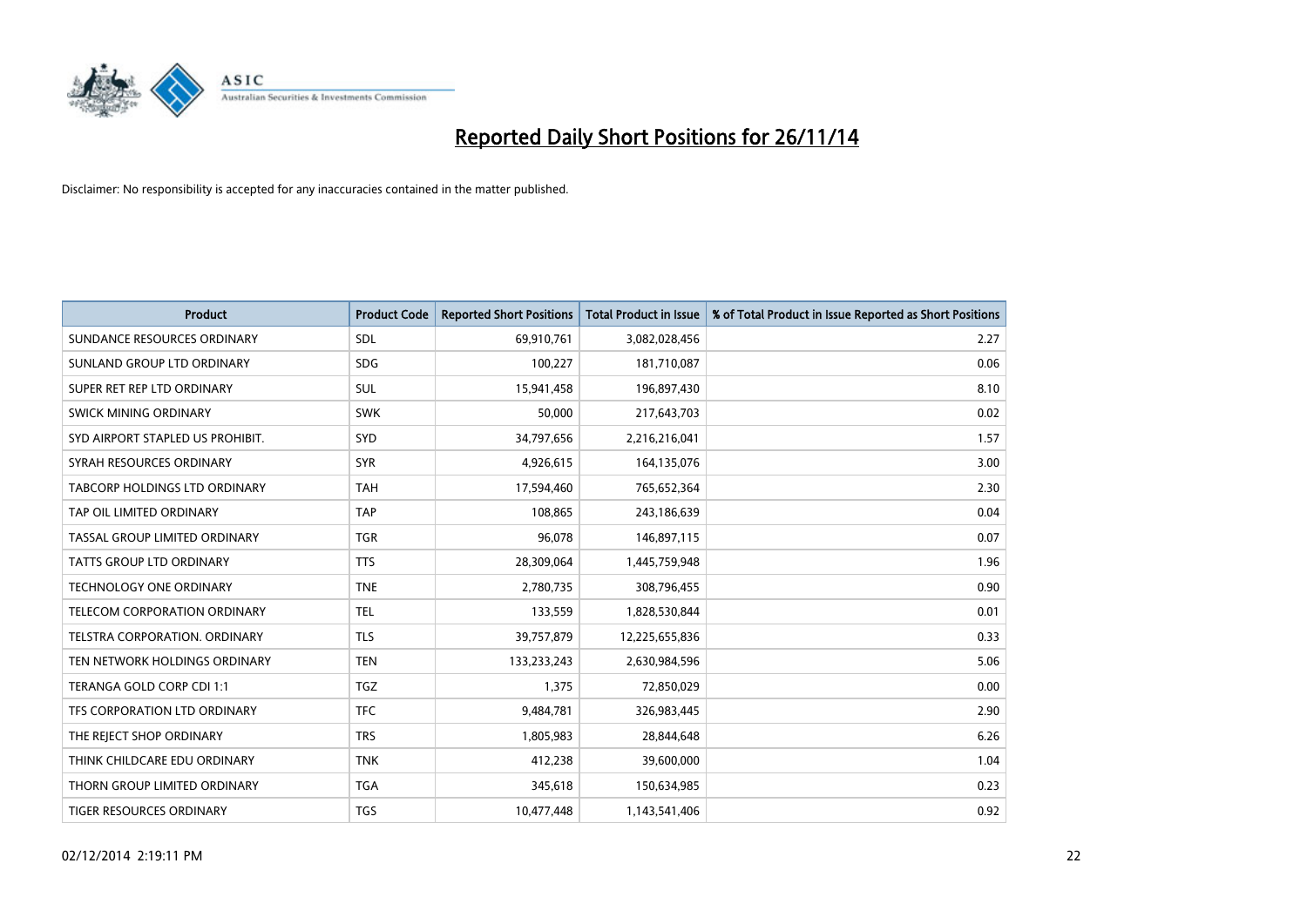# Reported Daily Short Positions for 26/11/14

Disclaimer: No responsibility is accepted for any inaccuracies contained in the matter published.

| Product | Product Code | Reported Short Positions | Total Product in Issue | % of Total Product in Issue Reported as Short Positions |
|---|---|---|---|---|
| SUNDANCE RESOURCES ORDINARY | SDL | 69,910,761 | 3,082,028,456 | 2.27 |
| SUNLAND GROUP LTD ORDINARY | SDG | 100,227 | 181,710,087 | 0.06 |
| SUPER RET REP LTD ORDINARY | SUL | 15,941,458 | 196,897,430 | 8.10 |
| SWICK MINING ORDINARY | SWK | 50,000 | 217,643,703 | 0.02 |
| SYD AIRPORT STAPLED US PROHIBIT. | SYD | 34,797,656 | 2,216,216,041 | 1.57 |
| SYRAH RESOURCES ORDINARY | SYR | 4,926,615 | 164,135,076 | 3.00 |
| TABCORP HOLDINGS LTD ORDINARY | TAH | 17,594,460 | 765,652,364 | 2.30 |
| TAP OIL LIMITED ORDINARY | TAP | 108,865 | 243,186,639 | 0.04 |
| TASSAL GROUP LIMITED ORDINARY | TGR | 96,078 | 146,897,115 | 0.07 |
| TATTS GROUP LTD ORDINARY | TTS | 28,309,064 | 1,445,759,948 | 1.96 |
| TECHNOLOGY ONE ORDINARY | TNE | 2,780,735 | 308,796,455 | 0.90 |
| TELECOM CORPORATION ORDINARY | TEL | 133,559 | 1,828,530,844 | 0.01 |
| TELSTRA CORPORATION. ORDINARY | TLS | 39,757,879 | 12,225,655,836 | 0.33 |
| TEN NETWORK HOLDINGS ORDINARY | TEN | 133,233,243 | 2,630,984,596 | 5.06 |
| TERANGA GOLD CORP CDI 1:1 | TGZ | 1,375 | 72,850,029 | 0.00 |
| TFS CORPORATION LTD ORDINARY | TFC | 9,484,781 | 326,983,445 | 2.90 |
| THE REJECT SHOP ORDINARY | TRS | 1,805,983 | 28,844,648 | 6.26 |
| THINK CHILDCARE EDU ORDINARY | TNK | 412,238 | 39,600,000 | 1.04 |
| THORN GROUP LIMITED ORDINARY | TGA | 345,618 | 150,634,985 | 0.23 |
| TIGER RESOURCES ORDINARY | TGS | 10,477,448 | 1,143,541,406 | 0.92 |

02/12/2014 2:19:11 PM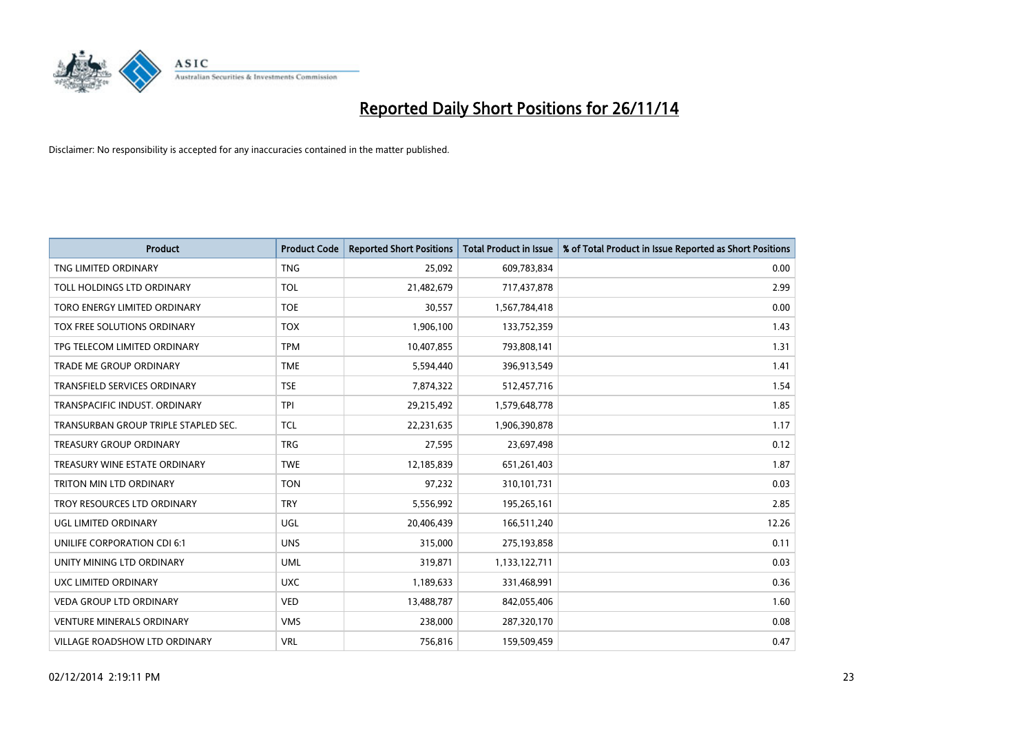# Reported Daily Short Positions for 26/11/14

Disclaimer: No responsibility is accepted for any inaccuracies contained in the matter published.

| Product | Product Code | Reported Short Positions | Total Product in Issue | % of Total Product in Issue Reported as Short Positions |
|---|---|---|---|---|
| TNG LIMITED ORDINARY | TNG | 25,092 | 609,783,834 | 0.00 |
| TOLL HOLDINGS LTD ORDINARY | TOL | 21,482,679 | 717,437,878 | 2.99 |
| TORO ENERGY LIMITED ORDINARY | TOE | 30,557 | 1,567,784,418 | 0.00 |
| TOX FREE SOLUTIONS ORDINARY | TOX | 1,906,100 | 133,752,359 | 1.43 |
| TPG TELECOM LIMITED ORDINARY | TPM | 10,407,855 | 793,808,141 | 1.31 |
| TRADE ME GROUP ORDINARY | TME | 5,594,440 | 396,913,549 | 1.41 |
| TRANSFIELD SERVICES ORDINARY | TSE | 7,874,322 | 512,457,716 | 1.54 |
| TRANSPACIFIC INDUST. ORDINARY | TPI | 29,215,492 | 1,579,648,778 | 1.85 |
| TRANSURBAN GROUP TRIPLE STAPLED SEC. | TCL | 22,231,635 | 1,906,390,878 | 1.17 |
| TREASURY GROUP ORDINARY | TRG | 27,595 | 23,697,498 | 0.12 |
| TREASURY WINE ESTATE ORDINARY | TWE | 12,185,839 | 651,261,403 | 1.87 |
| TRITON MIN LTD ORDINARY | TON | 97,232 | 310,101,731 | 0.03 |
| TROY RESOURCES LTD ORDINARY | TRY | 5,556,992 | 195,265,161 | 2.85 |
| UGL LIMITED ORDINARY | UGL | 20,406,439 | 166,511,240 | 12.26 |
| UNILIFE CORPORATION CDI 6:1 | UNS | 315,000 | 275,193,858 | 0.11 |
| UNITY MINING LTD ORDINARY | UML | 319,871 | 1,133,122,711 | 0.03 |
| UXC LIMITED ORDINARY | UXC | 1,189,633 | 331,468,991 | 0.36 |
| VEDA GROUP LTD ORDINARY | VED | 13,488,787 | 842,055,406 | 1.60 |
| VENTURE MINERALS ORDINARY | VMS | 238,000 | 287,320,170 | 0.08 |
| VILLAGE ROADSHOW LTD ORDINARY | VRL | 756,816 | 159,509,459 | 0.47 |

02/12/2014 2:19:11 PM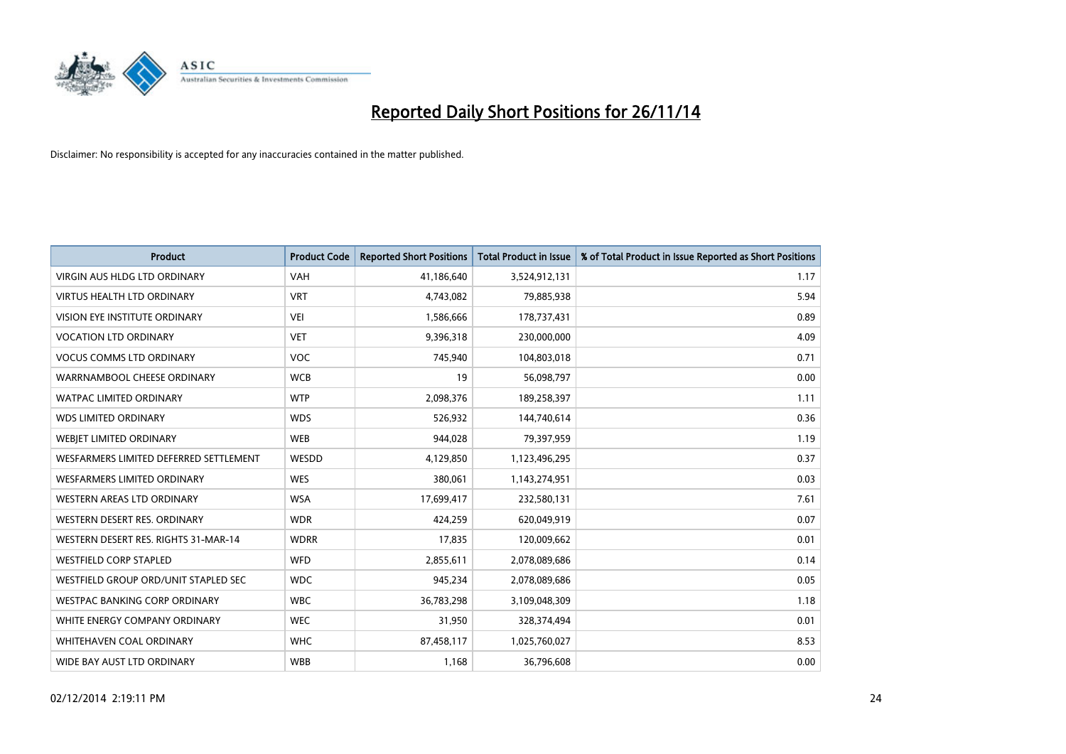# Reported Daily Short Positions for 26/11/14

Disclaimer: No responsibility is accepted for any inaccuracies contained in the matter published.

| Product | Product Code | Reported Short Positions | Total Product in Issue | % of Total Product in Issue Reported as Short Positions |
|---|---|---|---|---|
| VIRGIN AUS HLDG LTD ORDINARY | VAH | 41,186,640 | 3,524,912,131 | 1.17 |
| VIRTUS HEALTH LTD ORDINARY | VRT | 4,743,082 | 79,885,938 | 5.94 |
| VISION EYE INSTITUTE ORDINARY | VEI | 1,586,666 | 178,737,431 | 0.89 |
| VOCATION LTD ORDINARY | VET | 9,396,318 | 230,000,000 | 4.09 |
| VOCUS COMMS LTD ORDINARY | VOC | 745,940 | 104,803,018 | 0.71 |
| WARRNAMBOOL CHEESE ORDINARY | WCB | 19 | 56,098,797 | 0.00 |
| WATPAC LIMITED ORDINARY | WTP | 2,098,376 | 189,258,397 | 1.11 |
| WDS LIMITED ORDINARY | WDS | 526,932 | 144,740,614 | 0.36 |
| WEBJET LIMITED ORDINARY | WEB | 944,028 | 79,397,959 | 1.19 |
| WESFARMERS LIMITED DEFERRED SETTLEMENT | WESDD | 4,129,850 | 1,123,496,295 | 0.37 |
| WESFARMERS LIMITED ORDINARY | WES | 380,061 | 1,143,274,951 | 0.03 |
| WESTERN AREAS LTD ORDINARY | WSA | 17,699,417 | 232,580,131 | 7.61 |
| WESTERN DESERT RES. ORDINARY | WDR | 424,259 | 620,049,919 | 0.07 |
| WESTERN DESERT RES. RIGHTS 31-MAR-14 | WDRR | 17,835 | 120,009,662 | 0.01 |
| WESTFIELD CORP STAPLED | WFD | 2,855,611 | 2,078,089,686 | 0.14 |
| WESTFIELD GROUP ORD/UNIT STAPLED SEC | WDC | 945,234 | 2,078,089,686 | 0.05 |
| WESTPAC BANKING CORP ORDINARY | WBC | 36,783,298 | 3,109,048,309 | 1.18 |
| WHITE ENERGY COMPANY ORDINARY | WEC | 31,950 | 328,374,494 | 0.01 |
| WHITEHAVEN COAL ORDINARY | WHC | 87,458,117 | 1,025,760,027 | 8.53 |
| WIDE BAY AUST LTD ORDINARY | WBB | 1,168 | 36,796,608 | 0.00 |

02/12/2014 2:19:11 PM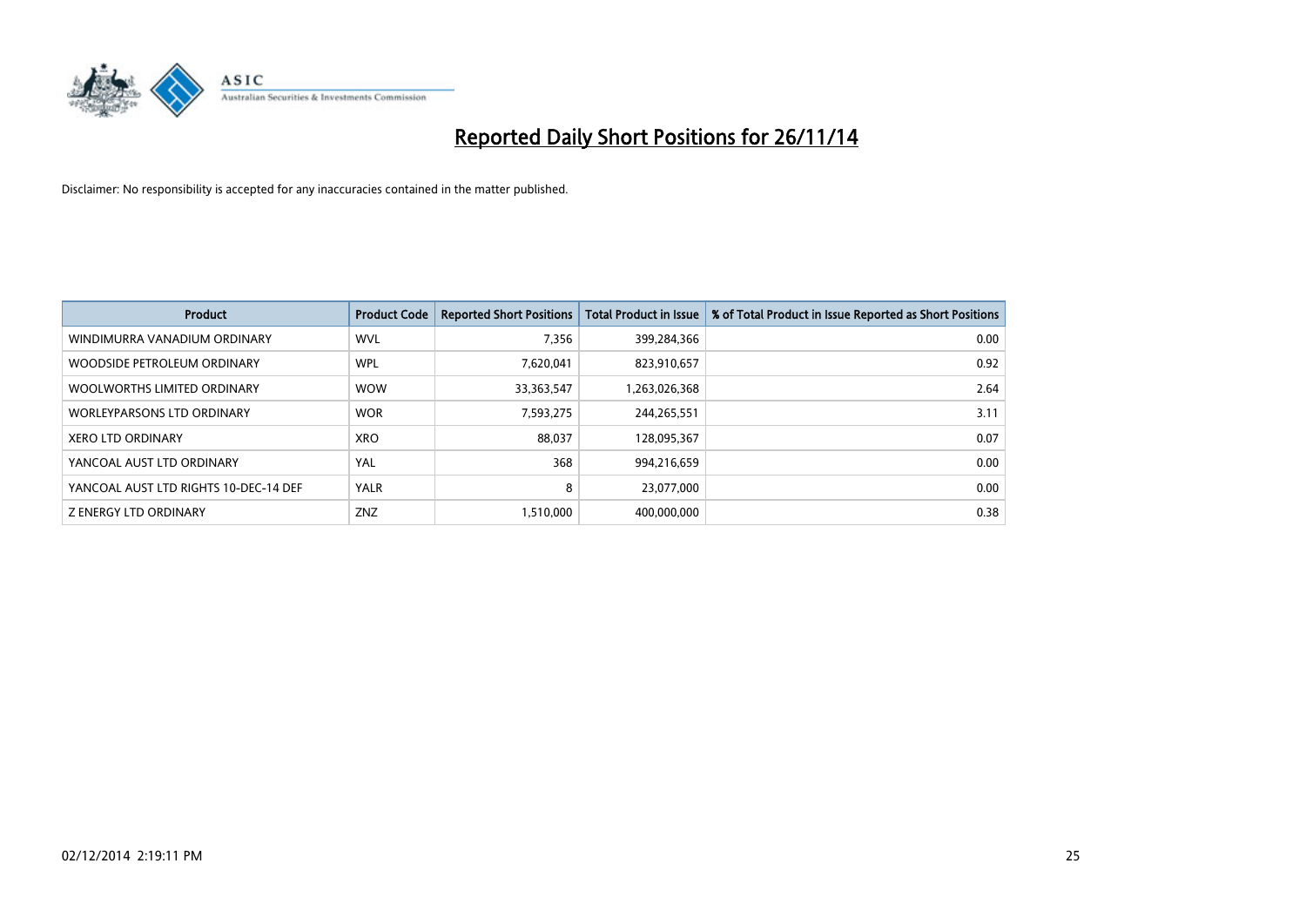# Reported Daily Short Positions for 26/11/14

Disclaimer: No responsibility is accepted for any inaccuracies contained in the matter published.

| Product | Product Code | Reported Short Positions | Total Product in Issue | % of Total Product in Issue Reported as Short Positions |
|---|---|---|---|---|
| WINDIMURRA VANADIUM ORDINARY | WVL | 7,356 | 399,284,366 | 0.00 |
| WOODSIDE PETROLEUM ORDINARY | WPL | 7,620,041 | 823,910,657 | 0.92 |
| WOOLWORTHS LIMITED ORDINARY | WOW | 33,363,547 | 1,263,026,368 | 2.64 |
| WORLEYPARSONS LTD ORDINARY | WOR | 7,593,275 | 244,265,551 | 3.11 |
| XERO LTD ORDINARY | XRO | 88,037 | 128,095,367 | 0.07 |
| YANCOAL AUST LTD ORDINARY | YAL | 368 | 994,216,659 | 0.00 |
| YANCOAL AUST LTD RIGHTS 10-DEC-14 DEF | YALR | 8 | 23,077,000 | 0.00 |
| Z ENERGY LTD ORDINARY | ZNZ | 1,510,000 | 400,000,000 | 0.38 |